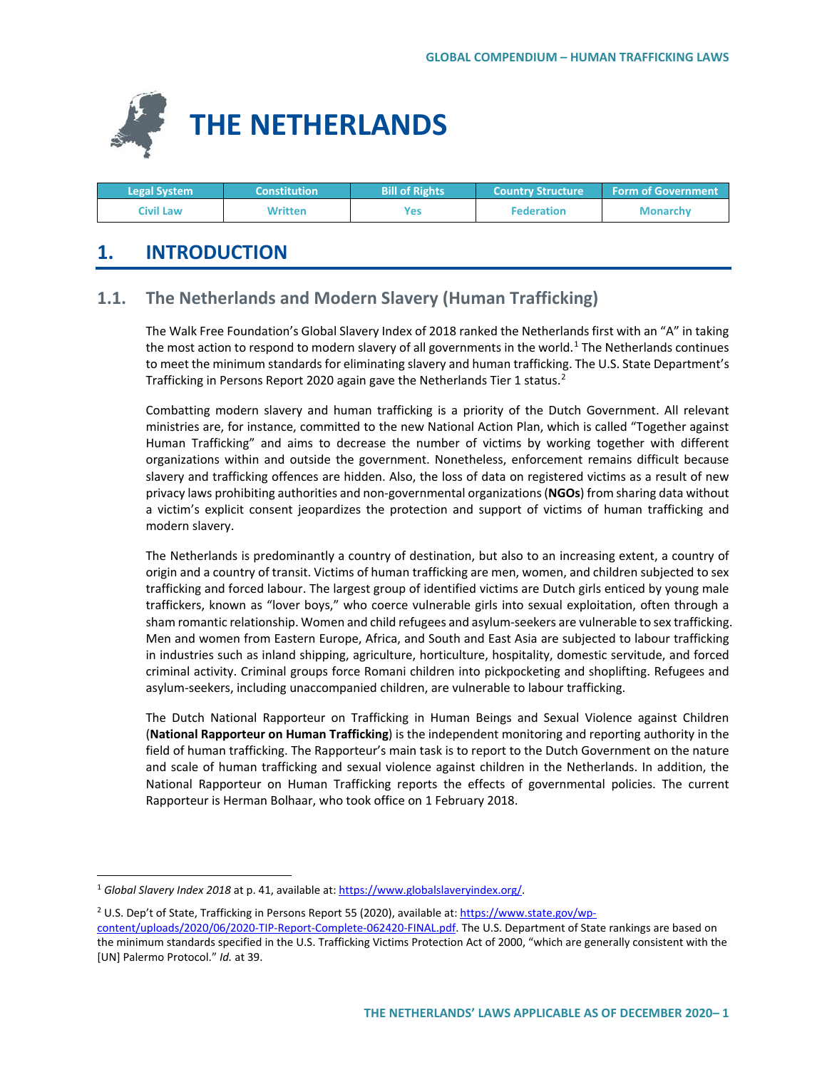# THE NETHERLANDS

| Legal System | Constitution | Bill of Rights | Country Structure | Form of Government |
|---|---|---|---|---|
| Civil Law | Written | Yes | Federation | Monarchy |

## 1. INTRODUCTION

### 1.1. The Netherlands and Modern Slavery (Human Trafficking)

The Walk Free Foundation's Global Slavery Index of 2018 ranked the Netherlands first with an "A" in taking the most action to respond to modern slavery of all governments in the world.[1] The Netherlands continues to meet the minimum standards for eliminating slavery and human trafficking. The U.S. State Department's Trafficking in Persons Report 2020 again gave the Netherlands Tier 1 status.[2]

Combatting modern slavery and human trafficking is a priority of the Dutch Government. All relevant ministries are, for instance, committed to the new National Action Plan, which is called "Together against Human Trafficking" and aims to decrease the number of victims by working together with different organizations within and outside the government. Nonetheless, enforcement remains difficult because slavery and trafficking offences are hidden. Also, the loss of data on registered victims as a result of new privacy laws prohibiting authorities and non-governmental organizations (**NGOs**) from sharing data without a victim's explicit consent jeopardizes the protection and support of victims of human trafficking and modern slavery.

The Netherlands is predominantly a country of destination, but also to an increasing extent, a country of origin and a country of transit. Victims of human trafficking are men, women, and children subjected to sex trafficking and forced labour. The largest group of identified victims are Dutch girls enticed by young male traffickers, known as "lover boys," who coerce vulnerable girls into sexual exploitation, often through a sham romantic relationship. Women and child refugees and asylum-seekers are vulnerable to sex trafficking. Men and women from Eastern Europe, Africa, and South and East Asia are subjected to labour trafficking in industries such as inland shipping, agriculture, horticulture, hospitality, domestic servitude, and forced criminal activity. Criminal groups force Romani children into pickpocketing and shoplifting. Refugees and asylum-seekers, including unaccompanied children, are vulnerable to labour trafficking.

The Dutch National Rapporteur on Trafficking in Human Beings and Sexual Violence against Children (**National Rapporteur on Human Trafficking**) is the independent monitoring and reporting authority in the field of human trafficking. The Rapporteur's main task is to report to the Dutch Government on the nature and scale of human trafficking and sexual violence against children in the Netherlands. In addition, the National Rapporteur on Human Trafficking reports the effects of governmental policies. The current Rapporteur is Herman Bolhaar, who took office on 1 February 2018.

---

[1] *Global Slavery Index 2018* at p. 41, available at: https://www.globalslaveryindex.org/.

[2] U.S. Dep't of State, Trafficking in Persons Report 55 (2020), available at: https://www.state.gov/wp-content/uploads/2020/06/2020-TIP-Report-Complete-062420-FINAL.pdf. The U.S. Department of State rankings are based on the minimum standards specified in the U.S. Trafficking Victims Protection Act of 2000, "which are generally consistent with the [UN] Palermo Protocol." *Id.* at 39.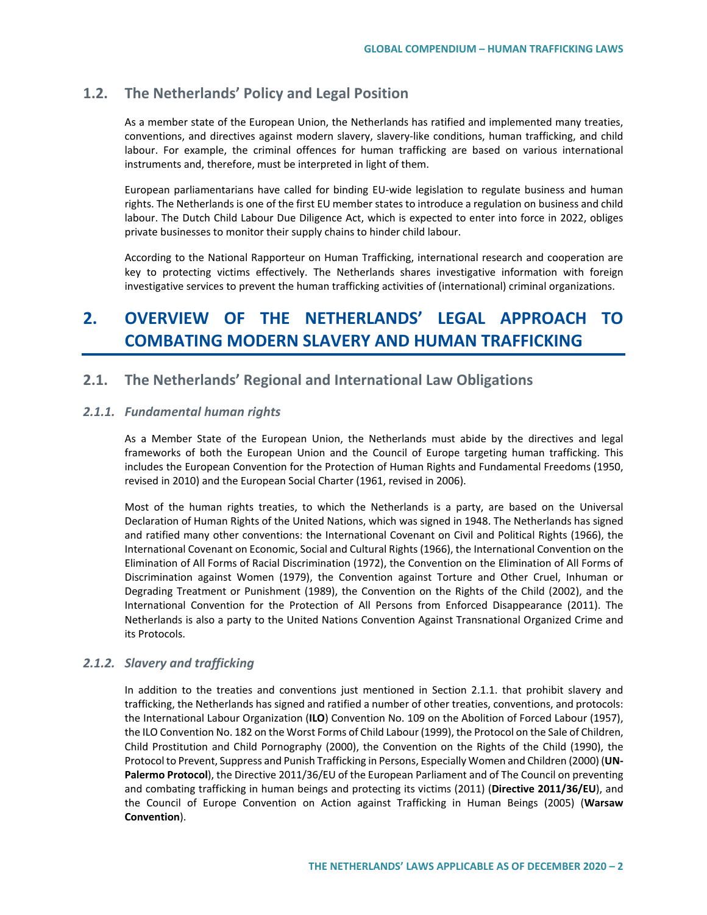## 1.2. The Netherlands' Policy and Legal Position

As a member state of the European Union, the Netherlands has ratified and implemented many treaties, conventions, and directives against modern slavery, slavery-like conditions, human trafficking, and child labour. For example, the criminal offences for human trafficking are based on various international instruments and, therefore, must be interpreted in light of them.

European parliamentarians have called for binding EU-wide legislation to regulate business and human rights. The Netherlands is one of the first EU member states to introduce a regulation on business and child labour. The Dutch Child Labour Due Diligence Act, which is expected to enter into force in 2022, obliges private businesses to monitor their supply chains to hinder child labour.

According to the National Rapporteur on Human Trafficking, international research and cooperation are key to protecting victims effectively. The Netherlands shares investigative information with foreign investigative services to prevent the human trafficking activities of (international) criminal organizations.

# 2. OVERVIEW OF THE NETHERLANDS' LEGAL APPROACH TO COMBATING MODERN SLAVERY AND HUMAN TRAFFICKING

## 2.1. The Netherlands' Regional and International Law Obligations

### *2.1.1. Fundamental human rights*

As a Member State of the European Union, the Netherlands must abide by the directives and legal frameworks of both the European Union and the Council of Europe targeting human trafficking. This includes the European Convention for the Protection of Human Rights and Fundamental Freedoms (1950, revised in 2010) and the European Social Charter (1961, revised in 2006).

Most of the human rights treaties, to which the Netherlands is a party, are based on the Universal Declaration of Human Rights of the United Nations, which was signed in 1948. The Netherlands has signed and ratified many other conventions: the International Covenant on Civil and Political Rights (1966), the International Covenant on Economic, Social and Cultural Rights (1966), the International Convention on the Elimination of All Forms of Racial Discrimination (1972), the Convention on the Elimination of All Forms of Discrimination against Women (1979), the Convention against Torture and Other Cruel, Inhuman or Degrading Treatment or Punishment (1989), the Convention on the Rights of the Child (2002), and the International Convention for the Protection of All Persons from Enforced Disappearance (2011). The Netherlands is also a party to the United Nations Convention Against Transnational Organized Crime and its Protocols.

### *2.1.2. Slavery and trafficking*

In addition to the treaties and conventions just mentioned in Section 2.1.1. that prohibit slavery and trafficking, the Netherlands has signed and ratified a number of other treaties, conventions, and protocols: the International Labour Organization (**ILO**) Convention No. 109 on the Abolition of Forced Labour (1957), the ILO Convention No. 182 on the Worst Forms of Child Labour (1999), the Protocol on the Sale of Children, Child Prostitution and Child Pornography (2000), the Convention on the Rights of the Child (1990), the Protocol to Prevent, Suppress and Punish Trafficking in Persons, Especially Women and Children (2000) (**UN-Palermo Protocol**), the Directive 2011/36/EU of the European Parliament and of The Council on preventing and combating trafficking in human beings and protecting its victims (2011) (**Directive 2011/36/EU**), and the Council of Europe Convention on Action against Trafficking in Human Beings (2005) (**Warsaw Convention**).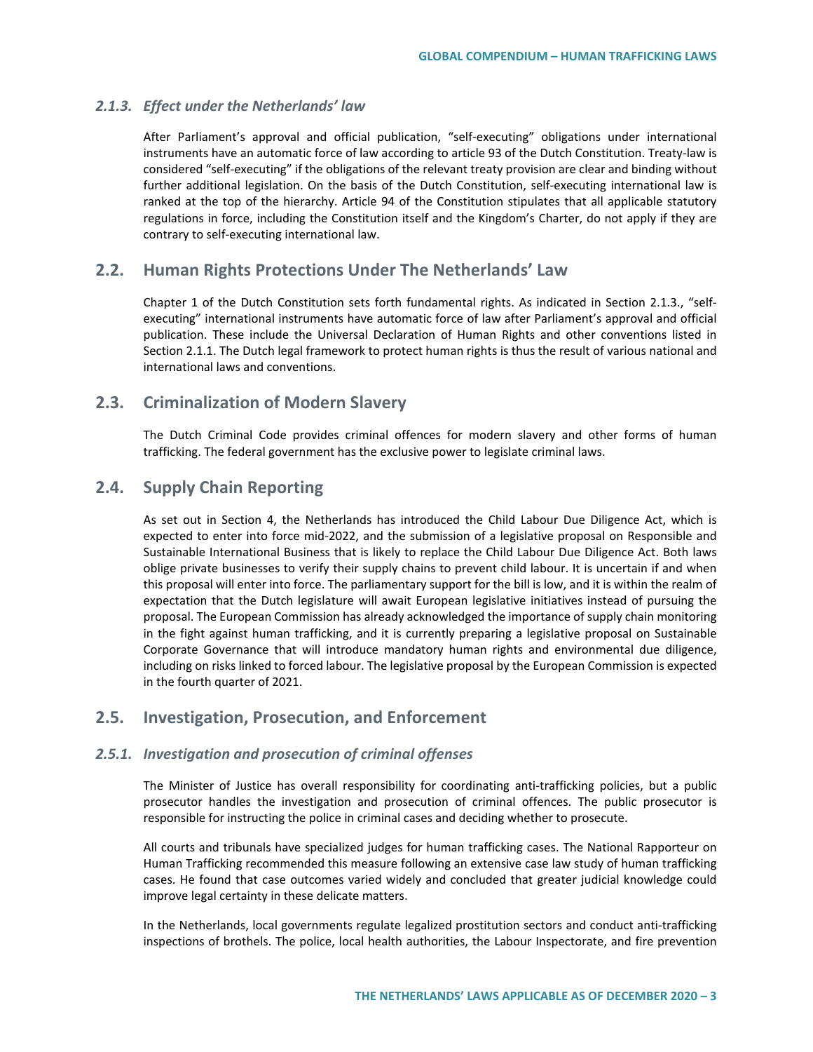### 2.1.3. *Effect under the Netherlands' law*

After Parliament's approval and official publication, "self-executing" obligations under international instruments have an automatic force of law according to article 93 of the Dutch Constitution. Treaty-law is considered "self-executing" if the obligations of the relevant treaty provision are clear and binding without further additional legislation. On the basis of the Dutch Constitution, self-executing international law is ranked at the top of the hierarchy. Article 94 of the Constitution stipulates that all applicable statutory regulations in force, including the Constitution itself and the Kingdom's Charter, do not apply if they are contrary to self-executing international law.

## 2.2. Human Rights Protections Under The Netherlands' Law

Chapter 1 of the Dutch Constitution sets forth fundamental rights. As indicated in Section 2.1.3., "self-executing" international instruments have automatic force of law after Parliament's approval and official publication. These include the Universal Declaration of Human Rights and other conventions listed in Section 2.1.1. The Dutch legal framework to protect human rights is thus the result of various national and international laws and conventions.

## 2.3. Criminalization of Modern Slavery

The Dutch Criminal Code provides criminal offences for modern slavery and other forms of human trafficking. The federal government has the exclusive power to legislate criminal laws.

## 2.4. Supply Chain Reporting

As set out in Section 4, the Netherlands has introduced the Child Labour Due Diligence Act, which is expected to enter into force mid-2022, and the submission of a legislative proposal on Responsible and Sustainable International Business that is likely to replace the Child Labour Due Diligence Act. Both laws oblige private businesses to verify their supply chains to prevent child labour. It is uncertain if and when this proposal will enter into force. The parliamentary support for the bill is low, and it is within the realm of expectation that the Dutch legislature will await European legislative initiatives instead of pursuing the proposal. The European Commission has already acknowledged the importance of supply chain monitoring in the fight against human trafficking, and it is currently preparing a legislative proposal on Sustainable Corporate Governance that will introduce mandatory human rights and environmental due diligence, including on risks linked to forced labour. The legislative proposal by the European Commission is expected in the fourth quarter of 2021.

## 2.5. Investigation, Prosecution, and Enforcement

### 2.5.1. *Investigation and prosecution of criminal offenses*

The Minister of Justice has overall responsibility for coordinating anti-trafficking policies, but a public prosecutor handles the investigation and prosecution of criminal offences. The public prosecutor is responsible for instructing the police in criminal cases and deciding whether to prosecute.

All courts and tribunals have specialized judges for human trafficking cases. The National Rapporteur on Human Trafficking recommended this measure following an extensive case law study of human trafficking cases. He found that case outcomes varied widely and concluded that greater judicial knowledge could improve legal certainty in these delicate matters.

In the Netherlands, local governments regulate legalized prostitution sectors and conduct anti-trafficking inspections of brothels. The police, local health authorities, the Labour Inspectorate, and fire prevention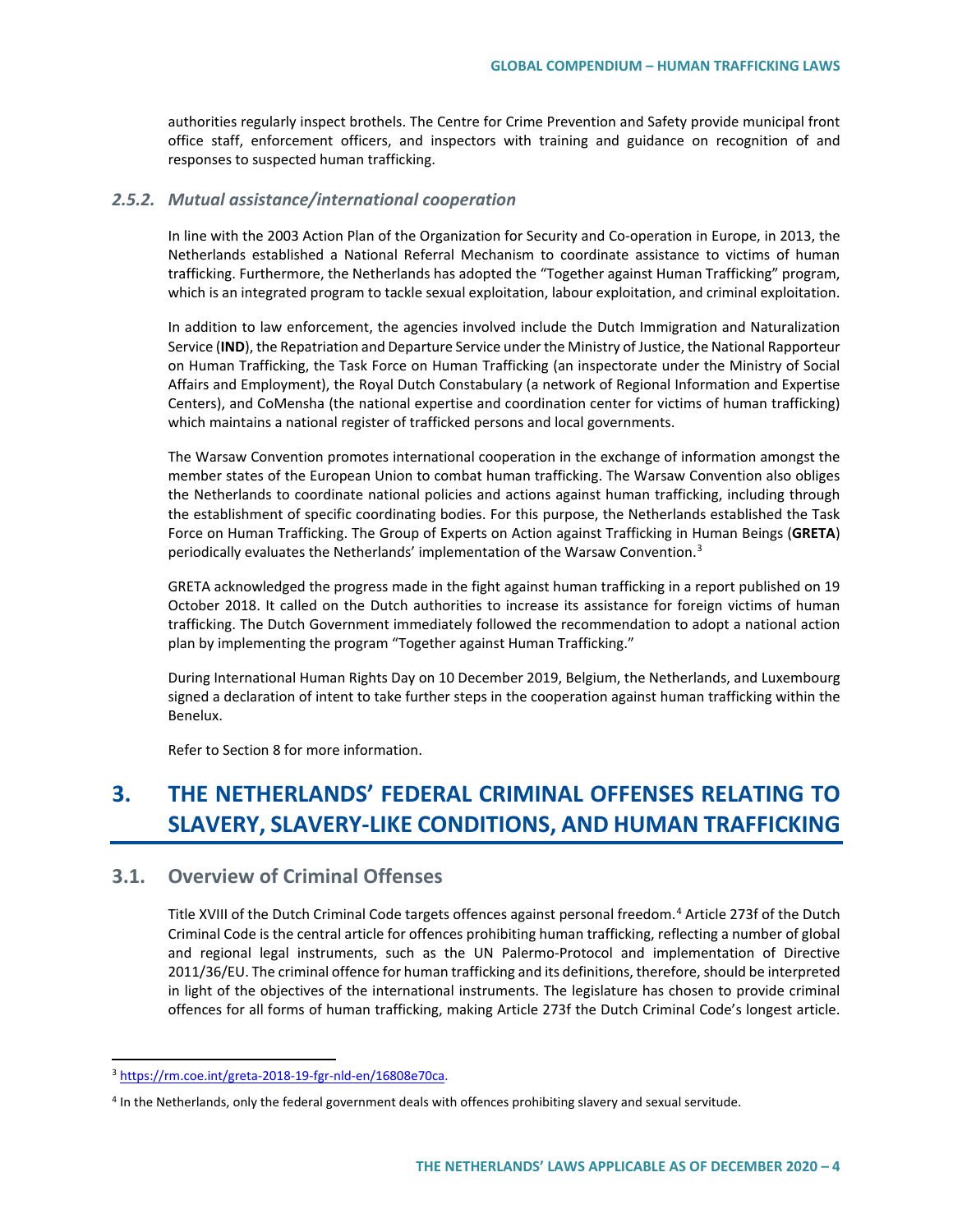authorities regularly inspect brothels. The Centre for Crime Prevention and Safety provide municipal front office staff, enforcement officers, and inspectors with training and guidance on recognition of and responses to suspected human trafficking.

### *2.5.2. Mutual assistance/international cooperation*

In line with the 2003 Action Plan of the Organization for Security and Co-operation in Europe, in 2013, the Netherlands established a National Referral Mechanism to coordinate assistance to victims of human trafficking. Furthermore, the Netherlands has adopted the "Together against Human Trafficking" program, which is an integrated program to tackle sexual exploitation, labour exploitation, and criminal exploitation.

In addition to law enforcement, the agencies involved include the Dutch Immigration and Naturalization Service (**IND**), the Repatriation and Departure Service under the Ministry of Justice, the National Rapporteur on Human Trafficking, the Task Force on Human Trafficking (an inspectorate under the Ministry of Social Affairs and Employment), the Royal Dutch Constabulary (a network of Regional Information and Expertise Centers), and CoMensha (the national expertise and coordination center for victims of human trafficking) which maintains a national register of trafficked persons and local governments.

The Warsaw Convention promotes international cooperation in the exchange of information amongst the member states of the European Union to combat human trafficking. The Warsaw Convention also obliges the Netherlands to coordinate national policies and actions against human trafficking, including through the establishment of specific coordinating bodies. For this purpose, the Netherlands established the Task Force on Human Trafficking. The Group of Experts on Action against Trafficking in Human Beings (**GRETA**) periodically evaluates the Netherlands' implementation of the Warsaw Convention.[3]

GRETA acknowledged the progress made in the fight against human trafficking in a report published on 19 October 2018. It called on the Dutch authorities to increase its assistance for foreign victims of human trafficking. The Dutch Government immediately followed the recommendation to adopt a national action plan by implementing the program "Together against Human Trafficking."

During International Human Rights Day on 10 December 2019, Belgium, the Netherlands, and Luxembourg signed a declaration of intent to take further steps in the cooperation against human trafficking within the Benelux.

Refer to Section 8 for more information.

# 3. THE NETHERLANDS' FEDERAL CRIMINAL OFFENSES RELATING TO SLAVERY, SLAVERY-LIKE CONDITIONS, AND HUMAN TRAFFICKING

## 3.1. Overview of Criminal Offenses

Title XVIII of the Dutch Criminal Code targets offences against personal freedom.[4] Article 273f of the Dutch Criminal Code is the central article for offences prohibiting human trafficking, reflecting a number of global and regional legal instruments, such as the UN Palermo-Protocol and implementation of Directive 2011/36/EU. The criminal offence for human trafficking and its definitions, therefore, should be interpreted in light of the objectives of the international instruments. The legislature has chosen to provide criminal offences for all forms of human trafficking, making Article 273f the Dutch Criminal Code's longest article.

---

[3] https://rm.coe.int/greta-2018-19-fgr-nld-en/16808e70ca.

[4] In the Netherlands, only the federal government deals with offences prohibiting slavery and sexual servitude.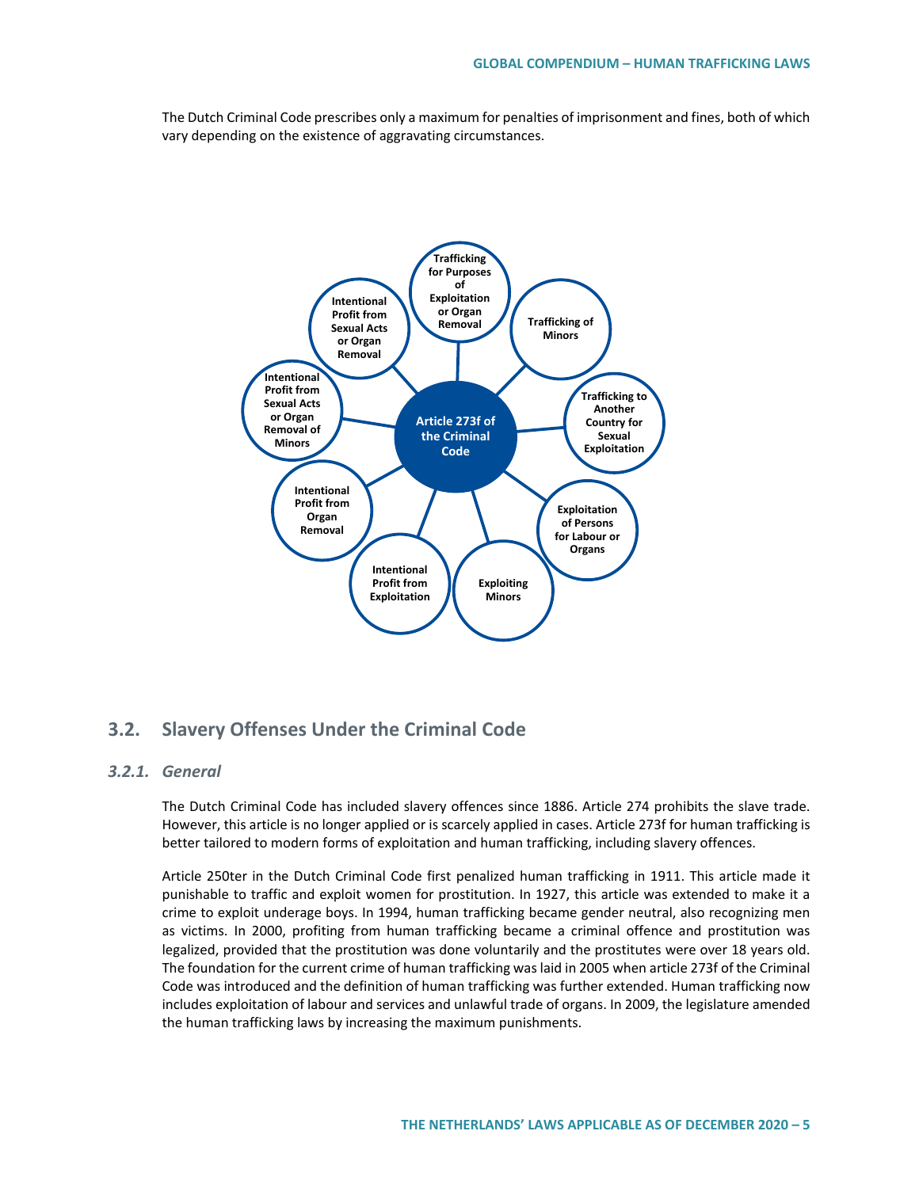The Dutch Criminal Code prescribes only a maximum for penalties of imprisonment and fines, both of which vary depending on the existence of aggravating circumstances.

**Article 273f of the Criminal Code**

- Trafficking for Purposes of Exploitation or Organ Removal
- Trafficking of Minors
- Trafficking to Another Country for Sexual Exploitation
- Exploitation of Persons for Labour or Organs
- Exploiting Minors
- Intentional Profit from Exploitation
- Intentional Profit from Organ Removal
- Intentional Profit from Sexual Acts or Organ Removal of Minors
- Intentional Profit from Sexual Acts or Organ Removal

## 3.2. Slavery Offenses Under the Criminal Code

### *3.2.1. General*

The Dutch Criminal Code has included slavery offences since 1886. Article 274 prohibits the slave trade. However, this article is no longer applied or is scarcely applied in cases. Article 273f for human trafficking is better tailored to modern forms of exploitation and human trafficking, including slavery offences.

Article 250ter in the Dutch Criminal Code first penalized human trafficking in 1911. This article made it punishable to traffic and exploit women for prostitution. In 1927, this article was extended to make it a crime to exploit underage boys. In 1994, human trafficking became gender neutral, also recognizing men as victims. In 2000, profiting from human trafficking became a criminal offence and prostitution was legalized, provided that the prostitution was done voluntarily and the prostitutes were over 18 years old. The foundation for the current crime of human trafficking was laid in 2005 when article 273f of the Criminal Code was introduced and the definition of human trafficking was further extended. Human trafficking now includes exploitation of labour and services and unlawful trade of organs. In 2009, the legislature amended the human trafficking laws by increasing the maximum punishments.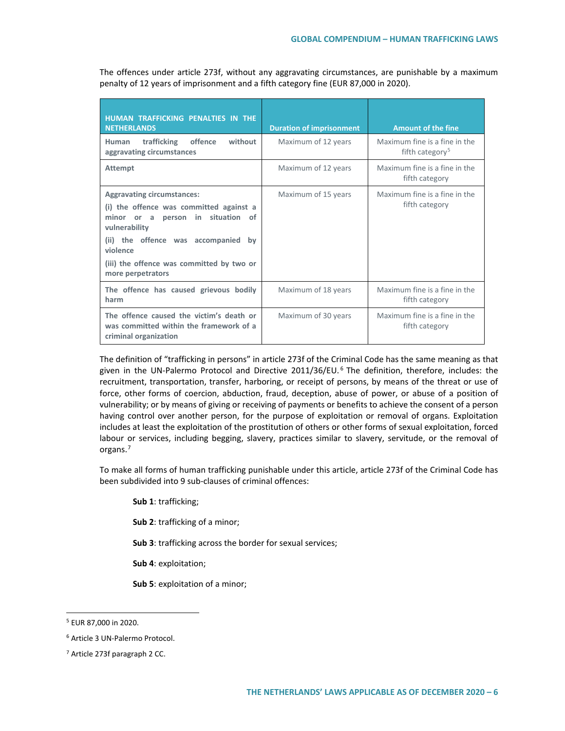The offences under article 273f, without any aggravating circumstances, are punishable by a maximum penalty of 12 years of imprisonment and a fifth category fine (EUR 87,000 in 2020).

| HUMAN TRAFFICKING PENALTIES IN THE NETHERLANDS | Duration of imprisonment | Amount of the fine |
|---|---|---|
| **Human trafficking offence without aggravating circumstances** | Maximum of 12 years | Maximum fine is a fine in the fifth category[5] |
| **Attempt** | Maximum of 12 years | Maximum fine is a fine in the fifth category |
| **Aggravating circumstances:** **(i) the offence was committed against a minor or a person in situation of vulnerability** **(ii) the offence was accompanied by violence** **(iii) the offence was committed by two or more perpetrators** | Maximum of 15 years | Maximum fine is a fine in the fifth category |
| **The offence has caused grievous bodily harm** | Maximum of 18 years | Maximum fine is a fine in the fifth category |
| **The offence caused the victim's death or was committed within the framework of a criminal organization** | Maximum of 30 years | Maximum fine is a fine in the fifth category |

The definition of "trafficking in persons" in article 273f of the Criminal Code has the same meaning as that given in the UN-Palermo Protocol and Directive 2011/36/EU.[6] The definition, therefore, includes: the recruitment, transportation, transfer, harboring, or receipt of persons, by means of the threat or use of force, other forms of coercion, abduction, fraud, deception, abuse of power, or abuse of a position of vulnerability; or by means of giving or receiving of payments or benefits to achieve the consent of a person having control over another person, for the purpose of exploitation or removal of organs. Exploitation includes at least the exploitation of the prostitution of others or other forms of sexual exploitation, forced labour or services, including begging, slavery, practices similar to slavery, servitude, or the removal of organs.[7]

To make all forms of human trafficking punishable under this article, article 273f of the Criminal Code has been subdivided into 9 sub-clauses of criminal offences:

**Sub 1**: trafficking;

**Sub 2**: trafficking of a minor;

**Sub 3**: trafficking across the border for sexual services;

**Sub 4**: exploitation;

**Sub 5**: exploitation of a minor;

---

[5] EUR 87,000 in 2020.

[6] Article 3 UN-Palermo Protocol.

[7] Article 273f paragraph 2 CC.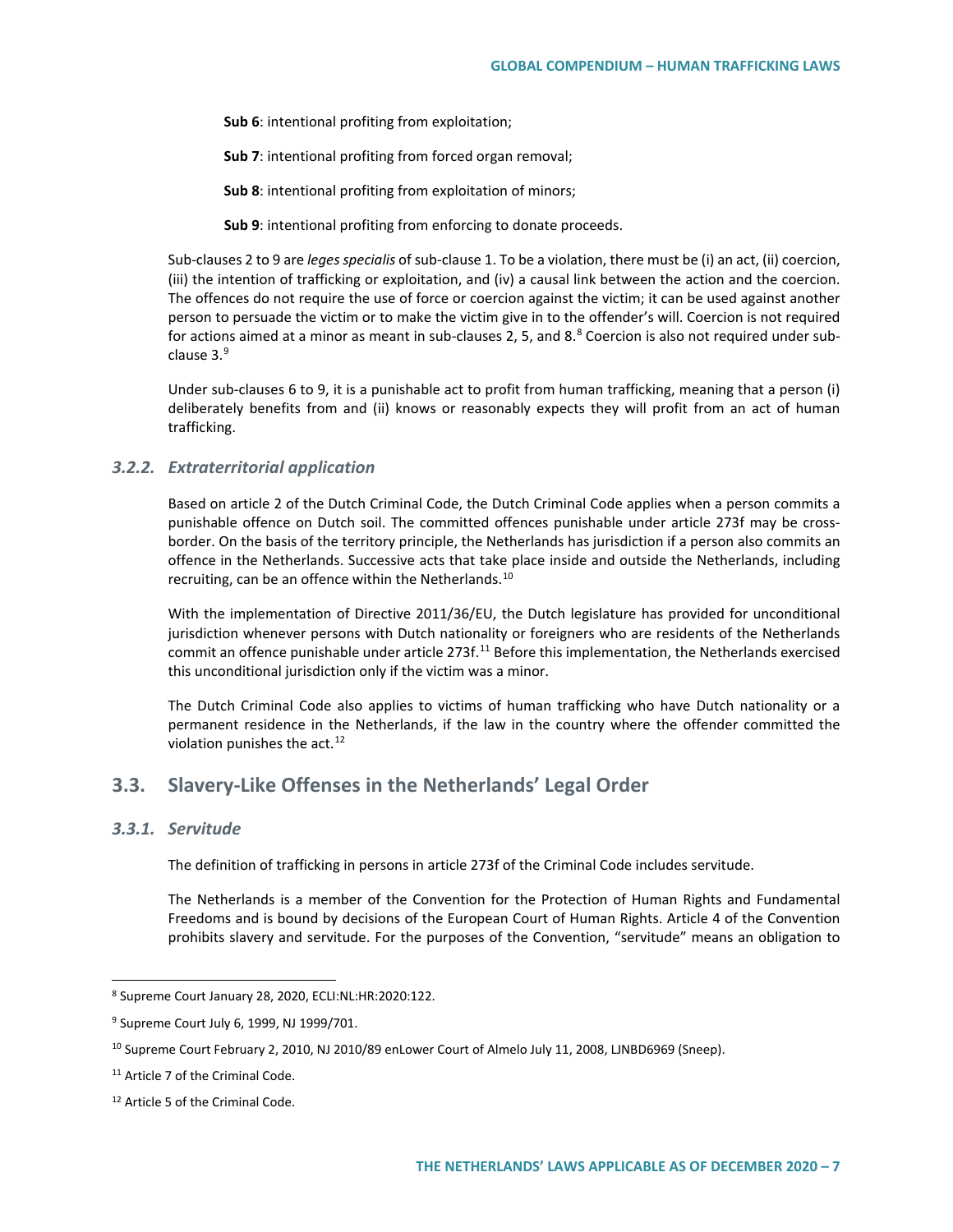**Sub 6**: intentional profiting from exploitation;

**Sub 7**: intentional profiting from forced organ removal;

**Sub 8**: intentional profiting from exploitation of minors;

**Sub 9**: intentional profiting from enforcing to donate proceeds.

Sub-clauses 2 to 9 are *leges specialis* of sub-clause 1. To be a violation, there must be (i) an act, (ii) coercion, (iii) the intention of trafficking or exploitation, and (iv) a causal link between the action and the coercion. The offences do not require the use of force or coercion against the victim; it can be used against another person to persuade the victim or to make the victim give in to the offender's will. Coercion is not required for actions aimed at a minor as meant in sub-clauses 2, 5, and 8.[8] Coercion is also not required under sub-clause 3.[9]

Under sub-clauses 6 to 9, it is a punishable act to profit from human trafficking, meaning that a person (i) deliberately benefits from and (ii) knows or reasonably expects they will profit from an act of human trafficking.

### *3.2.2. Extraterritorial application*

Based on article 2 of the Dutch Criminal Code, the Dutch Criminal Code applies when a person commits a punishable offence on Dutch soil. The committed offences punishable under article 273f may be cross-border. On the basis of the territory principle, the Netherlands has jurisdiction if a person also commits an offence in the Netherlands. Successive acts that take place inside and outside the Netherlands, including recruiting, can be an offence within the Netherlands.[10]

With the implementation of Directive 2011/36/EU, the Dutch legislature has provided for unconditional jurisdiction whenever persons with Dutch nationality or foreigners who are residents of the Netherlands commit an offence punishable under article 273f.[11] Before this implementation, the Netherlands exercised this unconditional jurisdiction only if the victim was a minor.

The Dutch Criminal Code also applies to victims of human trafficking who have Dutch nationality or a permanent residence in the Netherlands, if the law in the country where the offender committed the violation punishes the act.[12]

## 3.3. Slavery-Like Offenses in the Netherlands' Legal Order

### *3.3.1. Servitude*

The definition of trafficking in persons in article 273f of the Criminal Code includes servitude.

The Netherlands is a member of the Convention for the Protection of Human Rights and Fundamental Freedoms and is bound by decisions of the European Court of Human Rights. Article 4 of the Convention prohibits slavery and servitude. For the purposes of the Convention, "servitude" means an obligation to

---

[8] Supreme Court January 28, 2020, ECLI:NL:HR:2020:122.

[9] Supreme Court July 6, 1999, NJ 1999/701.

[10] Supreme Court February 2, 2010, NJ 2010/89 enLower Court of Almelo July 11, 2008, LJNBD6969 (Sneep).

[11] Article 7 of the Criminal Code.

[12] Article 5 of the Criminal Code.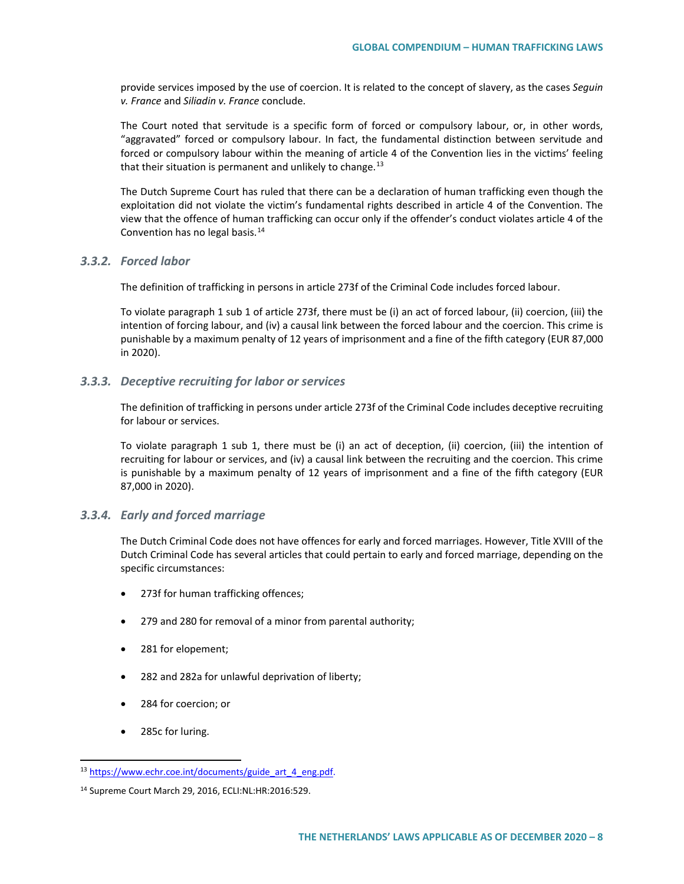provide services imposed by the use of coercion. It is related to the concept of slavery, as the cases *Seguin v. France* and *Siliadin v. France* conclude.

The Court noted that servitude is a specific form of forced or compulsory labour, or, in other words, "aggravated" forced or compulsory labour. In fact, the fundamental distinction between servitude and forced or compulsory labour within the meaning of article 4 of the Convention lies in the victims' feeling that their situation is permanent and unlikely to change.[13]

The Dutch Supreme Court has ruled that there can be a declaration of human trafficking even though the exploitation did not violate the victim's fundamental rights described in article 4 of the Convention. The view that the offence of human trafficking can occur only if the offender's conduct violates article 4 of the Convention has no legal basis.[14]

### *3.3.2. Forced labor*

The definition of trafficking in persons in article 273f of the Criminal Code includes forced labour.

To violate paragraph 1 sub 1 of article 273f, there must be (i) an act of forced labour, (ii) coercion, (iii) the intention of forcing labour, and (iv) a causal link between the forced labour and the coercion. This crime is punishable by a maximum penalty of 12 years of imprisonment and a fine of the fifth category (EUR 87,000 in 2020).

### *3.3.3. Deceptive recruiting for labor or services*

The definition of trafficking in persons under article 273f of the Criminal Code includes deceptive recruiting for labour or services.

To violate paragraph 1 sub 1, there must be (i) an act of deception, (ii) coercion, (iii) the intention of recruiting for labour or services, and (iv) a causal link between the recruiting and the coercion. This crime is punishable by a maximum penalty of 12 years of imprisonment and a fine of the fifth category (EUR 87,000 in 2020).

### *3.3.4. Early and forced marriage*

The Dutch Criminal Code does not have offences for early and forced marriages. However, Title XVIII of the Dutch Criminal Code has several articles that could pertain to early and forced marriage, depending on the specific circumstances:

- 273f for human trafficking offences;
- 279 and 280 for removal of a minor from parental authority;
- 281 for elopement;
- 282 and 282a for unlawful deprivation of liberty;
- 284 for coercion; or
- 285c for luring.

---

[13] https://www.echr.coe.int/documents/guide_art_4_eng.pdf.

[14] Supreme Court March 29, 2016, ECLI:NL:HR:2016:529.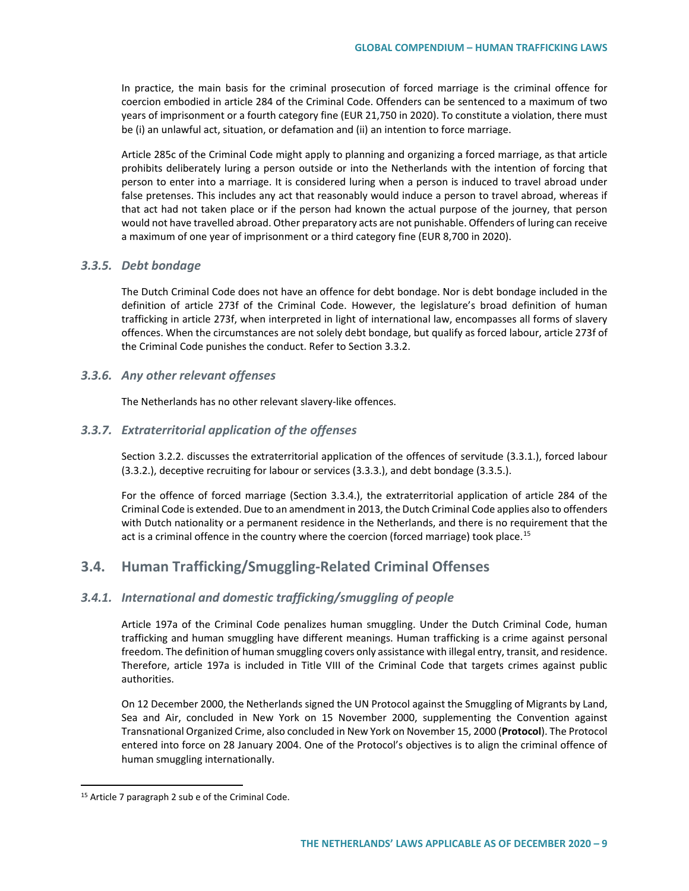In practice, the main basis for the criminal prosecution of forced marriage is the criminal offence for coercion embodied in article 284 of the Criminal Code. Offenders can be sentenced to a maximum of two years of imprisonment or a fourth category fine (EUR 21,750 in 2020). To constitute a violation, there must be (i) an unlawful act, situation, or defamation and (ii) an intention to force marriage.

Article 285c of the Criminal Code might apply to planning and organizing a forced marriage, as that article prohibits deliberately luring a person outside or into the Netherlands with the intention of forcing that person to enter into a marriage. It is considered luring when a person is induced to travel abroad under false pretenses. This includes any act that reasonably would induce a person to travel abroad, whereas if that act had not taken place or if the person had known the actual purpose of the journey, that person would not have travelled abroad. Other preparatory acts are not punishable. Offenders of luring can receive a maximum of one year of imprisonment or a third category fine (EUR 8,700 in 2020).

### *3.3.5. Debt bondage*

The Dutch Criminal Code does not have an offence for debt bondage. Nor is debt bondage included in the definition of article 273f of the Criminal Code. However, the legislature's broad definition of human trafficking in article 273f, when interpreted in light of international law, encompasses all forms of slavery offences. When the circumstances are not solely debt bondage, but qualify as forced labour, article 273f of the Criminal Code punishes the conduct. Refer to Section 3.3.2.

### *3.3.6. Any other relevant offenses*

The Netherlands has no other relevant slavery-like offences.

### *3.3.7. Extraterritorial application of the offenses*

Section 3.2.2. discusses the extraterritorial application of the offences of servitude (3.3.1.), forced labour (3.3.2.), deceptive recruiting for labour or services (3.3.3.), and debt bondage (3.3.5.).

For the offence of forced marriage (Section 3.3.4.), the extraterritorial application of article 284 of the Criminal Code is extended. Due to an amendment in 2013, the Dutch Criminal Code applies also to offenders with Dutch nationality or a permanent residence in the Netherlands, and there is no requirement that the act is a criminal offence in the country where the coercion (forced marriage) took place.[15]

## 3.4. Human Trafficking/Smuggling-Related Criminal Offenses

### *3.4.1. International and domestic trafficking/smuggling of people*

Article 197a of the Criminal Code penalizes human smuggling. Under the Dutch Criminal Code, human trafficking and human smuggling have different meanings. Human trafficking is a crime against personal freedom. The definition of human smuggling covers only assistance with illegal entry, transit, and residence. Therefore, article 197a is included in Title VIII of the Criminal Code that targets crimes against public authorities.

On 12 December 2000, the Netherlands signed the UN Protocol against the Smuggling of Migrants by Land, Sea and Air, concluded in New York on 15 November 2000, supplementing the Convention against Transnational Organized Crime, also concluded in New York on November 15, 2000 (**Protocol**). The Protocol entered into force on 28 January 2004. One of the Protocol's objectives is to align the criminal offence of human smuggling internationally.

[15] Article 7 paragraph 2 sub e of the Criminal Code.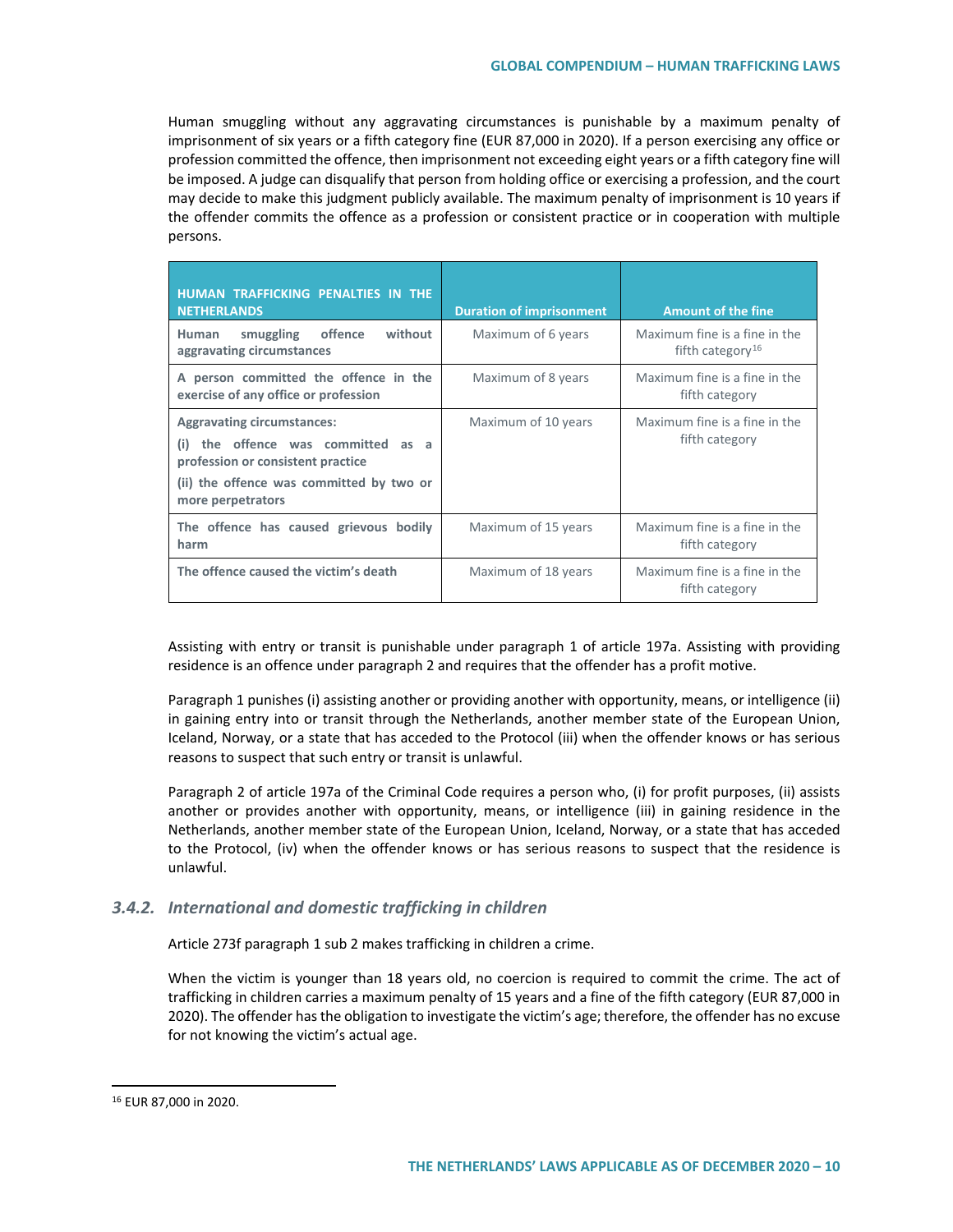Human smuggling without any aggravating circumstances is punishable by a maximum penalty of imprisonment of six years or a fifth category fine (EUR 87,000 in 2020). If a person exercising any office or profession committed the offence, then imprisonment not exceeding eight years or a fifth category fine will be imposed. A judge can disqualify that person from holding office or exercising a profession, and the court may decide to make this judgment publicly available. The maximum penalty of imprisonment is 10 years if the offender commits the offence as a profession or consistent practice or in cooperation with multiple persons.

| HUMAN TRAFFICKING PENALTIES IN THE NETHERLANDS | Duration of imprisonment | Amount of the fine |
|---|---|---|
| **Human smuggling offence without aggravating circumstances** | Maximum of 6 years | Maximum fine is a fine in the fifth category[16] |
| **A person committed the offence in the exercise of any office or profession** | Maximum of 8 years | Maximum fine is a fine in the fifth category |
| **Aggravating circumstances:** **(i) the offence was committed as a profession or consistent practice** **(ii) the offence was committed by two or more perpetrators** | Maximum of 10 years | Maximum fine is a fine in the fifth category |
| **The offence has caused grievous bodily harm** | Maximum of 15 years | Maximum fine is a fine in the fifth category |
| **The offence caused the victim's death** | Maximum of 18 years | Maximum fine is a fine in the fifth category |

Assisting with entry or transit is punishable under paragraph 1 of article 197a. Assisting with providing residence is an offence under paragraph 2 and requires that the offender has a profit motive.

Paragraph 1 punishes (i) assisting another or providing another with opportunity, means, or intelligence (ii) in gaining entry into or transit through the Netherlands, another member state of the European Union, Iceland, Norway, or a state that has acceded to the Protocol (iii) when the offender knows or has serious reasons to suspect that such entry or transit is unlawful.

Paragraph 2 of article 197a of the Criminal Code requires a person who, (i) for profit purposes, (ii) assists another or provides another with opportunity, means, or intelligence (iii) in gaining residence in the Netherlands, another member state of the European Union, Iceland, Norway, or a state that has acceded to the Protocol, (iv) when the offender knows or has serious reasons to suspect that the residence is unlawful.

### *3.4.2. International and domestic trafficking in children*

Article 273f paragraph 1 sub 2 makes trafficking in children a crime.

When the victim is younger than 18 years old, no coercion is required to commit the crime. The act of trafficking in children carries a maximum penalty of 15 years and a fine of the fifth category (EUR 87,000 in 2020). The offender has the obligation to investigate the victim's age; therefore, the offender has no excuse for not knowing the victim's actual age.

[16] EUR 87,000 in 2020.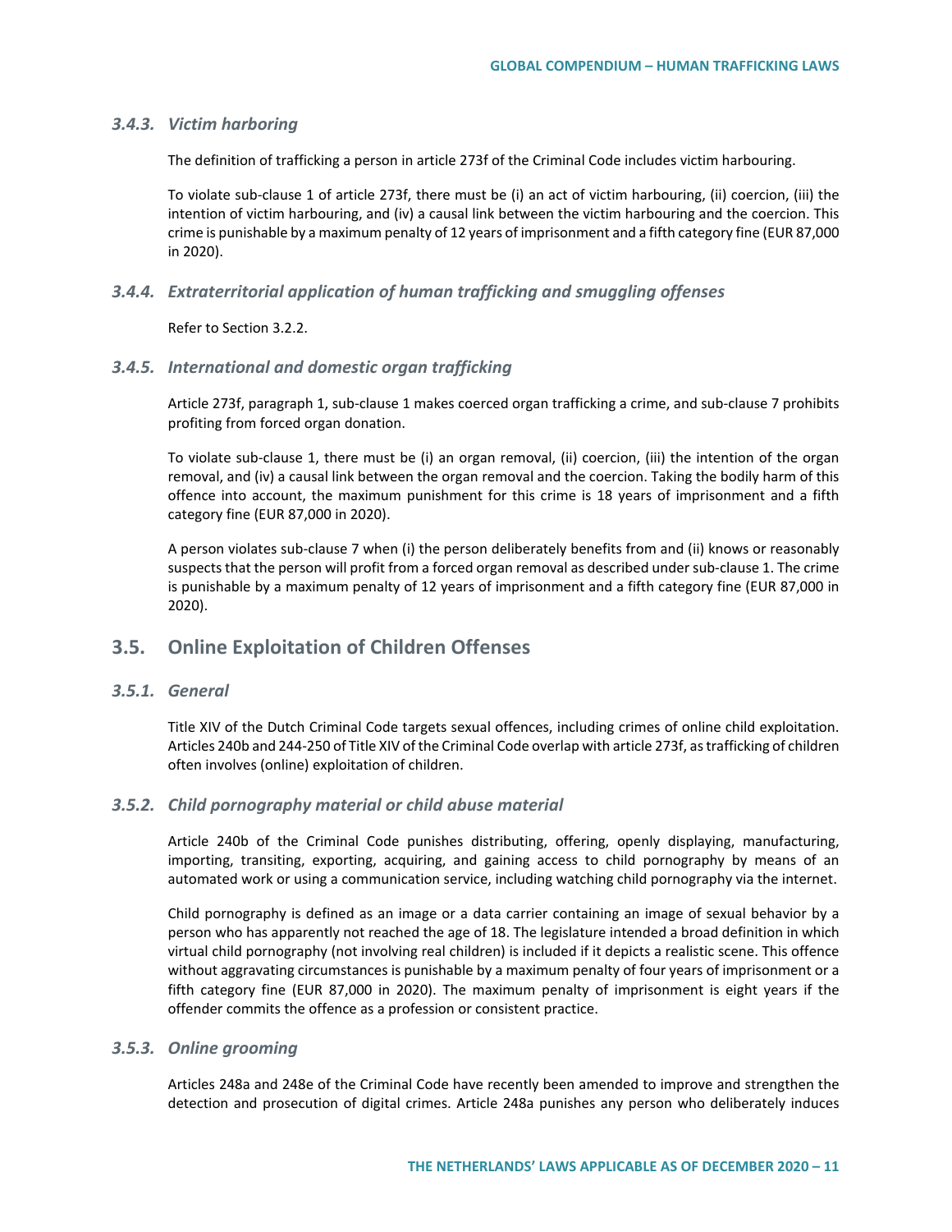### 3.4.3. Victim harboring

The definition of trafficking a person in article 273f of the Criminal Code includes victim harbouring.

To violate sub-clause 1 of article 273f, there must be (i) an act of victim harbouring, (ii) coercion, (iii) the intention of victim harbouring, and (iv) a causal link between the victim harbouring and the coercion. This crime is punishable by a maximum penalty of 12 years of imprisonment and a fifth category fine (EUR 87,000 in 2020).

### 3.4.4. Extraterritorial application of human trafficking and smuggling offenses

Refer to Section 3.2.2.

### 3.4.5. International and domestic organ trafficking

Article 273f, paragraph 1, sub-clause 1 makes coerced organ trafficking a crime, and sub-clause 7 prohibits profiting from forced organ donation.

To violate sub-clause 1, there must be (i) an organ removal, (ii) coercion, (iii) the intention of the organ removal, and (iv) a causal link between the organ removal and the coercion. Taking the bodily harm of this offence into account, the maximum punishment for this crime is 18 years of imprisonment and a fifth category fine (EUR 87,000 in 2020).

A person violates sub-clause 7 when (i) the person deliberately benefits from and (ii) knows or reasonably suspects that the person will profit from a forced organ removal as described under sub-clause 1. The crime is punishable by a maximum penalty of 12 years of imprisonment and a fifth category fine (EUR 87,000 in 2020).

## 3.5. Online Exploitation of Children Offenses

### 3.5.1. General

Title XIV of the Dutch Criminal Code targets sexual offences, including crimes of online child exploitation. Articles 240b and 244-250 of Title XIV of the Criminal Code overlap with article 273f, as trafficking of children often involves (online) exploitation of children.

### 3.5.2. Child pornography material or child abuse material

Article 240b of the Criminal Code punishes distributing, offering, openly displaying, manufacturing, importing, transiting, exporting, acquiring, and gaining access to child pornography by means of an automated work or using a communication service, including watching child pornography via the internet.

Child pornography is defined as an image or a data carrier containing an image of sexual behavior by a person who has apparently not reached the age of 18. The legislature intended a broad definition in which virtual child pornography (not involving real children) is included if it depicts a realistic scene. This offence without aggravating circumstances is punishable by a maximum penalty of four years of imprisonment or a fifth category fine (EUR 87,000 in 2020). The maximum penalty of imprisonment is eight years if the offender commits the offence as a profession or consistent practice.

### 3.5.3. Online grooming

Articles 248a and 248e of the Criminal Code have recently been amended to improve and strengthen the detection and prosecution of digital crimes. Article 248a punishes any person who deliberately induces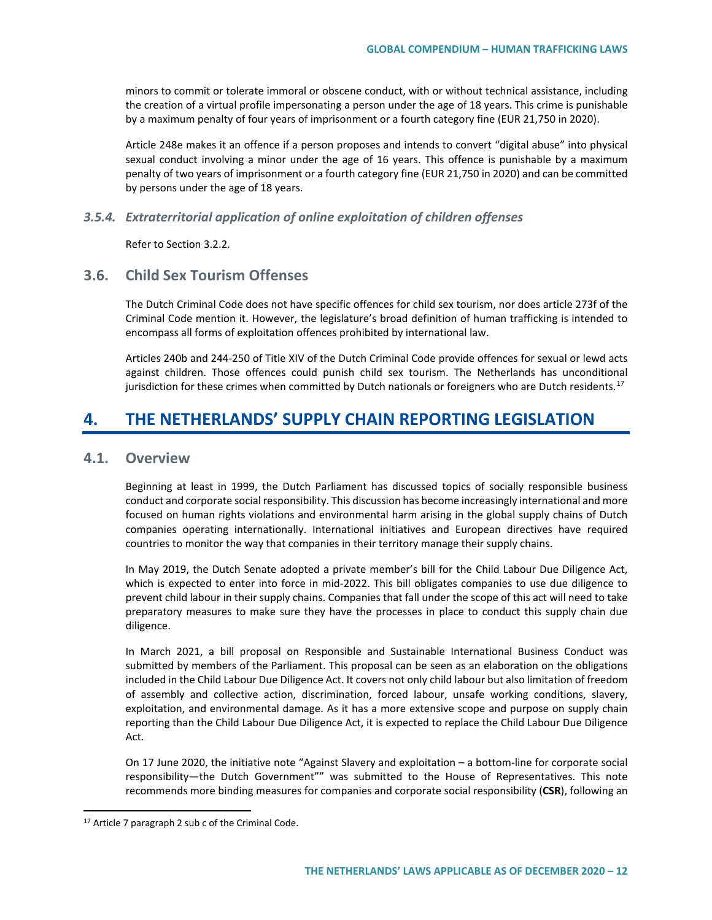minors to commit or tolerate immoral or obscene conduct, with or without technical assistance, including the creation of a virtual profile impersonating a person under the age of 18 years. This crime is punishable by a maximum penalty of four years of imprisonment or a fourth category fine (EUR 21,750 in 2020).

Article 248e makes it an offence if a person proposes and intends to convert "digital abuse" into physical sexual conduct involving a minor under the age of 16 years. This offence is punishable by a maximum penalty of two years of imprisonment or a fourth category fine (EUR 21,750 in 2020) and can be committed by persons under the age of 18 years.

#### *3.5.4. Extraterritorial application of online exploitation of children offenses*

Refer to Section 3.2.2.

### 3.6. Child Sex Tourism Offenses

The Dutch Criminal Code does not have specific offences for child sex tourism, nor does article 273f of the Criminal Code mention it. However, the legislature's broad definition of human trafficking is intended to encompass all forms of exploitation offences prohibited by international law.

Articles 240b and 244-250 of Title XIV of the Dutch Criminal Code provide offences for sexual or lewd acts against children. Those offences could punish child sex tourism. The Netherlands has unconditional jurisdiction for these crimes when committed by Dutch nationals or foreigners who are Dutch residents.[17]

## 4. THE NETHERLANDS' SUPPLY CHAIN REPORTING LEGISLATION

### 4.1. Overview

Beginning at least in 1999, the Dutch Parliament has discussed topics of socially responsible business conduct and corporate social responsibility. This discussion has become increasingly international and more focused on human rights violations and environmental harm arising in the global supply chains of Dutch companies operating internationally. International initiatives and European directives have required countries to monitor the way that companies in their territory manage their supply chains.

In May 2019, the Dutch Senate adopted a private member's bill for the Child Labour Due Diligence Act, which is expected to enter into force in mid-2022. This bill obligates companies to use due diligence to prevent child labour in their supply chains. Companies that fall under the scope of this act will need to take preparatory measures to make sure they have the processes in place to conduct this supply chain due diligence.

In March 2021, a bill proposal on Responsible and Sustainable International Business Conduct was submitted by members of the Parliament. This proposal can be seen as an elaboration on the obligations included in the Child Labour Due Diligence Act. It covers not only child labour but also limitation of freedom of assembly and collective action, discrimination, forced labour, unsafe working conditions, slavery, exploitation, and environmental damage. As it has a more extensive scope and purpose on supply chain reporting than the Child Labour Due Diligence Act, it is expected to replace the Child Labour Due Diligence Act.

On 17 June 2020, the initiative note "Against Slavery and exploitation – a bottom-line for corporate social responsibility—the Dutch Government"" was submitted to the House of Representatives. This note recommends more binding measures for companies and corporate social responsibility (**CSR**), following an

---

[17] Article 7 paragraph 2 sub c of the Criminal Code.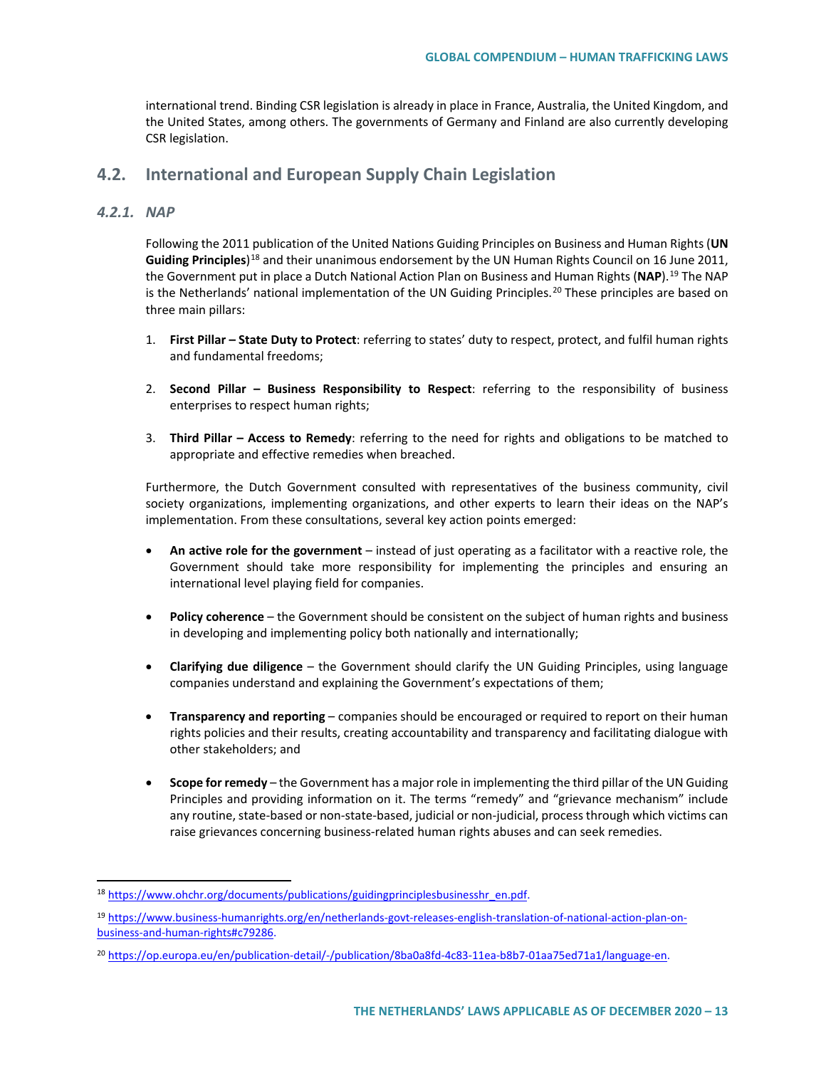international trend. Binding CSR legislation is already in place in France, Australia, the United Kingdom, and the United States, among others. The governments of Germany and Finland are also currently developing CSR legislation.

## 4.2. International and European Supply Chain Legislation

### *4.2.1. NAP*

Following the 2011 publication of the United Nations Guiding Principles on Business and Human Rights (**UN Guiding Principles**)[18] and their unanimous endorsement by the UN Human Rights Council on 16 June 2011, the Government put in place a Dutch National Action Plan on Business and Human Rights (**NAP**).[19] The NAP is the Netherlands' national implementation of the UN Guiding Principles.[20] These principles are based on three main pillars:

1. **First Pillar – State Duty to Protect**: referring to states' duty to respect, protect, and fulfil human rights and fundamental freedoms;

2. **Second Pillar – Business Responsibility to Respect**: referring to the responsibility of business enterprises to respect human rights;

3. **Third Pillar – Access to Remedy**: referring to the need for rights and obligations to be matched to appropriate and effective remedies when breached.

Furthermore, the Dutch Government consulted with representatives of the business community, civil society organizations, implementing organizations, and other experts to learn their ideas on the NAP's implementation. From these consultations, several key action points emerged:

- **An active role for the government** – instead of just operating as a facilitator with a reactive role, the Government should take more responsibility for implementing the principles and ensuring an international level playing field for companies.

- **Policy coherence** – the Government should be consistent on the subject of human rights and business in developing and implementing policy both nationally and internationally;

- **Clarifying due diligence** – the Government should clarify the UN Guiding Principles, using language companies understand and explaining the Government's expectations of them;

- **Transparency and reporting** – companies should be encouraged or required to report on their human rights policies and their results, creating accountability and transparency and facilitating dialogue with other stakeholders; and

- **Scope for remedy** – the Government has a major role in implementing the third pillar of the UN Guiding Principles and providing information on it. The terms "remedy" and "grievance mechanism" include any routine, state-based or non-state-based, judicial or non-judicial, process through which victims can raise grievances concerning business-related human rights abuses and can seek remedies.

---

[18] https://www.ohchr.org/documents/publications/guidingprinciplesbusinesshr_en.pdf.

[19] https://www.business-humanrights.org/en/netherlands-govt-releases-english-translation-of-national-action-plan-on-business-and-human-rights#c79286.

[20] https://op.europa.eu/en/publication-detail/-/publication/8ba0a8fd-4c83-11ea-b8b7-01aa75ed71a1/language-en.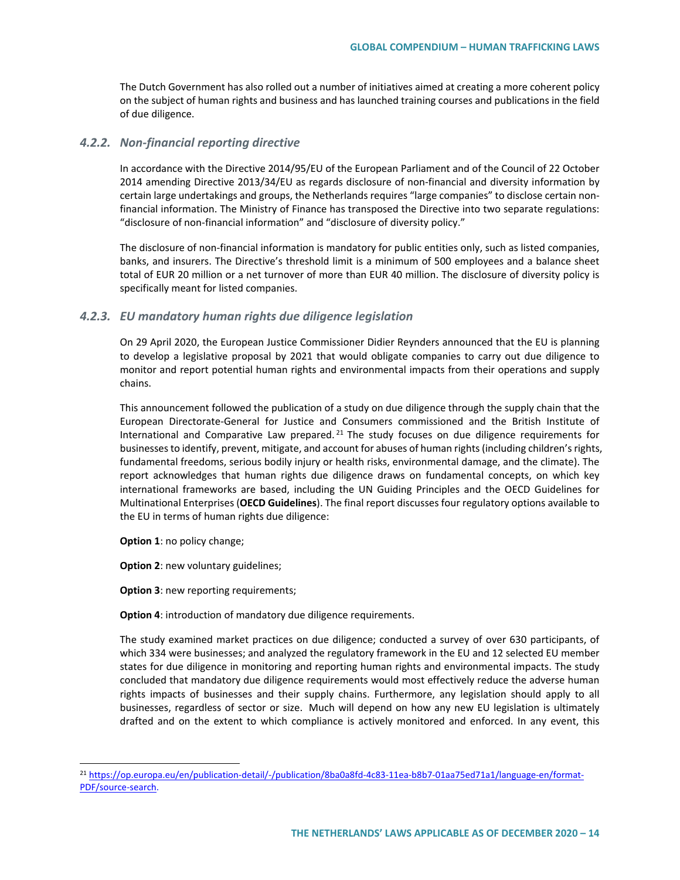The Dutch Government has also rolled out a number of initiatives aimed at creating a more coherent policy on the subject of human rights and business and has launched training courses and publications in the field of due diligence.

### *4.2.2. Non-financial reporting directive*

In accordance with the Directive 2014/95/EU of the European Parliament and of the Council of 22 October 2014 amending Directive 2013/34/EU as regards disclosure of non-financial and diversity information by certain large undertakings and groups, the Netherlands requires "large companies" to disclose certain non-financial information. The Ministry of Finance has transposed the Directive into two separate regulations: "disclosure of non-financial information" and "disclosure of diversity policy."

The disclosure of non-financial information is mandatory for public entities only, such as listed companies, banks, and insurers. The Directive's threshold limit is a minimum of 500 employees and a balance sheet total of EUR 20 million or a net turnover of more than EUR 40 million. The disclosure of diversity policy is specifically meant for listed companies.

### *4.2.3. EU mandatory human rights due diligence legislation*

On 29 April 2020, the European Justice Commissioner Didier Reynders announced that the EU is planning to develop a legislative proposal by 2021 that would obligate companies to carry out due diligence to monitor and report potential human rights and environmental impacts from their operations and supply chains.

This announcement followed the publication of a study on due diligence through the supply chain that the European Directorate-General for Justice and Consumers commissioned and the British Institute of International and Comparative Law prepared.[21] The study focuses on due diligence requirements for businesses to identify, prevent, mitigate, and account for abuses of human rights (including children's rights, fundamental freedoms, serious bodily injury or health risks, environmental damage, and the climate). The report acknowledges that human rights due diligence draws on fundamental concepts, on which key international frameworks are based, including the UN Guiding Principles and the OECD Guidelines for Multinational Enterprises (**OECD Guidelines**). The final report discusses four regulatory options available to the EU in terms of human rights due diligence:

**Option 1**: no policy change;

**Option 2**: new voluntary guidelines;

**Option 3**: new reporting requirements;

**Option 4**: introduction of mandatory due diligence requirements.

The study examined market practices on due diligence; conducted a survey of over 630 participants, of which 334 were businesses; and analyzed the regulatory framework in the EU and 12 selected EU member states for due diligence in monitoring and reporting human rights and environmental impacts. The study concluded that mandatory due diligence requirements would most effectively reduce the adverse human rights impacts of businesses and their supply chains. Furthermore, any legislation should apply to all businesses, regardless of sector or size. Much will depend on how any new EU legislation is ultimately drafted and on the extent to which compliance is actively monitored and enforced. In any event, this

---

[21] https://op.europa.eu/en/publication-detail/-/publication/8ba0a8fd-4c83-11ea-b8b7-01aa75ed71a1/language-en/format-PDF/source-search.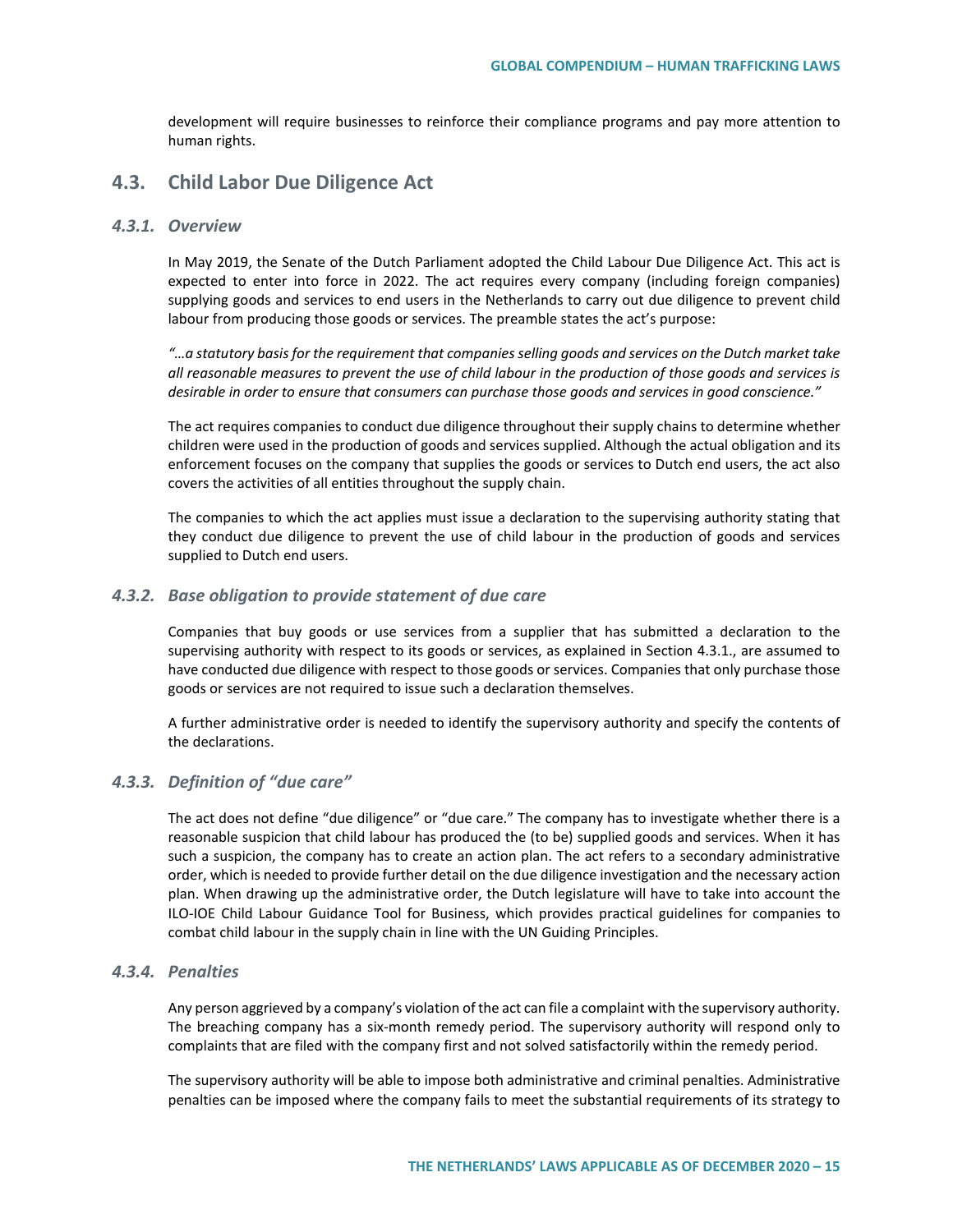development will require businesses to reinforce their compliance programs and pay more attention to human rights.

## 4.3. Child Labor Due Diligence Act

### *4.3.1. Overview*

In May 2019, the Senate of the Dutch Parliament adopted the Child Labour Due Diligence Act. This act is expected to enter into force in 2022. The act requires every company (including foreign companies) supplying goods and services to end users in the Netherlands to carry out due diligence to prevent child labour from producing those goods or services. The preamble states the act's purpose:

*"…a statutory basis for the requirement that companies selling goods and services on the Dutch market take all reasonable measures to prevent the use of child labour in the production of those goods and services is desirable in order to ensure that consumers can purchase those goods and services in good conscience."*

The act requires companies to conduct due diligence throughout their supply chains to determine whether children were used in the production of goods and services supplied. Although the actual obligation and its enforcement focuses on the company that supplies the goods or services to Dutch end users, the act also covers the activities of all entities throughout the supply chain.

The companies to which the act applies must issue a declaration to the supervising authority stating that they conduct due diligence to prevent the use of child labour in the production of goods and services supplied to Dutch end users.

### *4.3.2. Base obligation to provide statement of due care*

Companies that buy goods or use services from a supplier that has submitted a declaration to the supervising authority with respect to its goods or services, as explained in Section 4.3.1., are assumed to have conducted due diligence with respect to those goods or services. Companies that only purchase those goods or services are not required to issue such a declaration themselves.

A further administrative order is needed to identify the supervisory authority and specify the contents of the declarations.

### *4.3.3. Definition of "due care"*

The act does not define "due diligence" or "due care." The company has to investigate whether there is a reasonable suspicion that child labour has produced the (to be) supplied goods and services. When it has such a suspicion, the company has to create an action plan. The act refers to a secondary administrative order, which is needed to provide further detail on the due diligence investigation and the necessary action plan. When drawing up the administrative order, the Dutch legislature will have to take into account the ILO-IOE Child Labour Guidance Tool for Business, which provides practical guidelines for companies to combat child labour in the supply chain in line with the UN Guiding Principles.

### *4.3.4. Penalties*

Any person aggrieved by a company's violation of the act can file a complaint with the supervisory authority. The breaching company has a six-month remedy period. The supervisory authority will respond only to complaints that are filed with the company first and not solved satisfactorily within the remedy period.

The supervisory authority will be able to impose both administrative and criminal penalties. Administrative penalties can be imposed where the company fails to meet the substantial requirements of its strategy to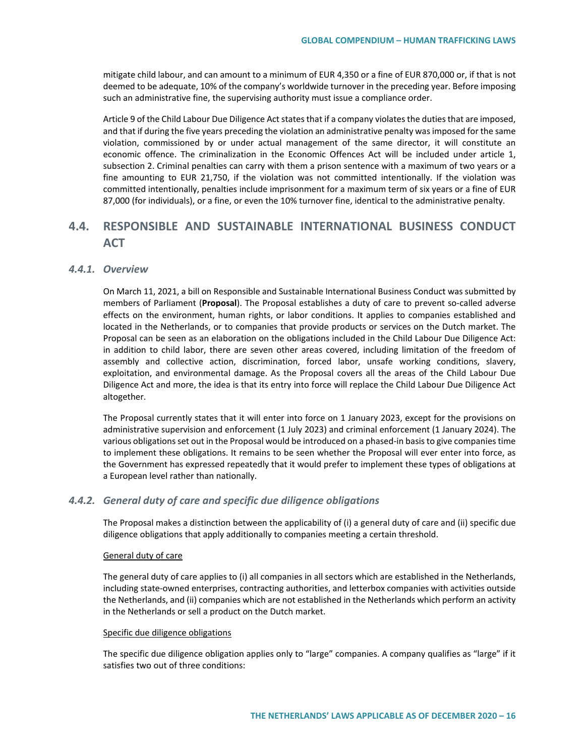mitigate child labour, and can amount to a minimum of EUR 4,350 or a fine of EUR 870,000 or, if that is not deemed to be adequate, 10% of the company's worldwide turnover in the preceding year. Before imposing such an administrative fine, the supervising authority must issue a compliance order.

Article 9 of the Child Labour Due Diligence Act states that if a company violates the duties that are imposed, and that if during the five years preceding the violation an administrative penalty was imposed for the same violation, commissioned by or under actual management of the same director, it will constitute an economic offence. The criminalization in the Economic Offences Act will be included under article 1, subsection 2. Criminal penalties can carry with them a prison sentence with a maximum of two years or a fine amounting to EUR 21,750, if the violation was not committed intentionally. If the violation was committed intentionally, penalties include imprisonment for a maximum term of six years or a fine of EUR 87,000 (for individuals), or a fine, or even the 10% turnover fine, identical to the administrative penalty.

## 4.4. RESPONSIBLE AND SUSTAINABLE INTERNATIONAL BUSINESS CONDUCT ACT

### *4.4.1. Overview*

On March 11, 2021, a bill on Responsible and Sustainable International Business Conduct was submitted by members of Parliament (**Proposal**). The Proposal establishes a duty of care to prevent so-called adverse effects on the environment, human rights, or labor conditions. It applies to companies established and located in the Netherlands, or to companies that provide products or services on the Dutch market. The Proposal can be seen as an elaboration on the obligations included in the Child Labour Due Diligence Act: in addition to child labor, there are seven other areas covered, including limitation of the freedom of assembly and collective action, discrimination, forced labor, unsafe working conditions, slavery, exploitation, and environmental damage. As the Proposal covers all the areas of the Child Labour Due Diligence Act and more, the idea is that its entry into force will replace the Child Labour Due Diligence Act altogether.

The Proposal currently states that it will enter into force on 1 January 2023, except for the provisions on administrative supervision and enforcement (1 July 2023) and criminal enforcement (1 January 2024). The various obligations set out in the Proposal would be introduced on a phased-in basis to give companies time to implement these obligations. It remains to be seen whether the Proposal will ever enter into force, as the Government has expressed repeatedly that it would prefer to implement these types of obligations at a European level rather than nationally.

### *4.4.2. General duty of care and specific due diligence obligations*

The Proposal makes a distinction between the applicability of (i) a general duty of care and (ii) specific due diligence obligations that apply additionally to companies meeting a certain threshold.

<u>General duty of care</u>

The general duty of care applies to (i) all companies in all sectors which are established in the Netherlands, including state-owned enterprises, contracting authorities, and letterbox companies with activities outside the Netherlands, and (ii) companies which are not established in the Netherlands which perform an activity in the Netherlands or sell a product on the Dutch market.

<u>Specific due diligence obligations</u>

The specific due diligence obligation applies only to "large" companies. A company qualifies as "large" if it satisfies two out of three conditions: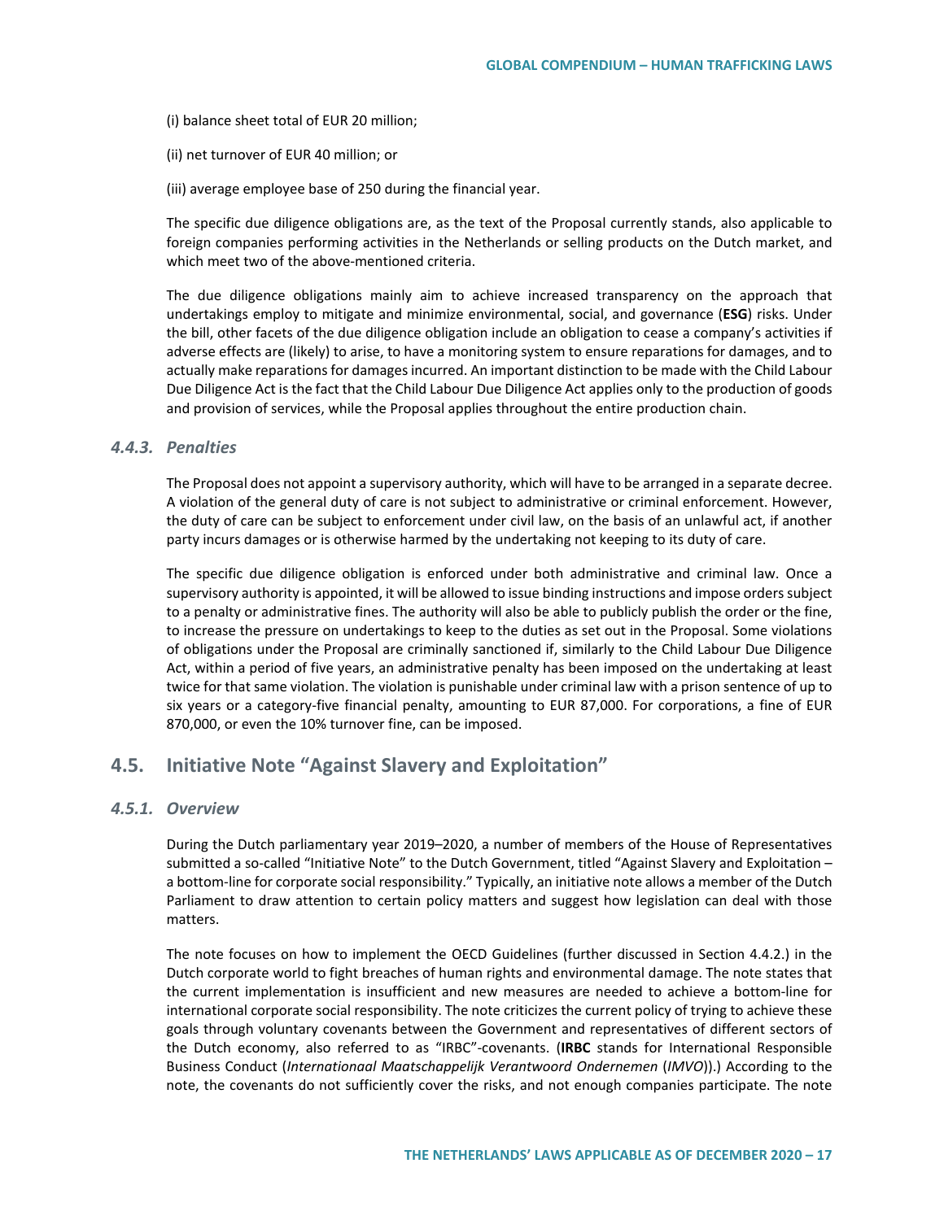(i) balance sheet total of EUR 20 million;

(ii) net turnover of EUR 40 million; or

(iii) average employee base of 250 during the financial year.

The specific due diligence obligations are, as the text of the Proposal currently stands, also applicable to foreign companies performing activities in the Netherlands or selling products on the Dutch market, and which meet two of the above-mentioned criteria.

The due diligence obligations mainly aim to achieve increased transparency on the approach that undertakings employ to mitigate and minimize environmental, social, and governance (**ESG**) risks. Under the bill, other facets of the due diligence obligation include an obligation to cease a company's activities if adverse effects are (likely) to arise, to have a monitoring system to ensure reparations for damages, and to actually make reparations for damages incurred. An important distinction to be made with the Child Labour Due Diligence Act is the fact that the Child Labour Due Diligence Act applies only to the production of goods and provision of services, while the Proposal applies throughout the entire production chain.

### *4.4.3. Penalties*

The Proposal does not appoint a supervisory authority, which will have to be arranged in a separate decree. A violation of the general duty of care is not subject to administrative or criminal enforcement. However, the duty of care can be subject to enforcement under civil law, on the basis of an unlawful act, if another party incurs damages or is otherwise harmed by the undertaking not keeping to its duty of care.

The specific due diligence obligation is enforced under both administrative and criminal law. Once a supervisory authority is appointed, it will be allowed to issue binding instructions and impose orders subject to a penalty or administrative fines. The authority will also be able to publicly publish the order or the fine, to increase the pressure on undertakings to keep to the duties as set out in the Proposal. Some violations of obligations under the Proposal are criminally sanctioned if, similarly to the Child Labour Due Diligence Act, within a period of five years, an administrative penalty has been imposed on the undertaking at least twice for that same violation. The violation is punishable under criminal law with a prison sentence of up to six years or a category-five financial penalty, amounting to EUR 87,000. For corporations, a fine of EUR 870,000, or even the 10% turnover fine, can be imposed.

## 4.5. Initiative Note "Against Slavery and Exploitation"

### *4.5.1. Overview*

During the Dutch parliamentary year 2019–2020, a number of members of the House of Representatives submitted a so-called "Initiative Note" to the Dutch Government, titled "Against Slavery and Exploitation – a bottom-line for corporate social responsibility." Typically, an initiative note allows a member of the Dutch Parliament to draw attention to certain policy matters and suggest how legislation can deal with those matters.

The note focuses on how to implement the OECD Guidelines (further discussed in Section 4.4.2.) in the Dutch corporate world to fight breaches of human rights and environmental damage. The note states that the current implementation is insufficient and new measures are needed to achieve a bottom-line for international corporate social responsibility. The note criticizes the current policy of trying to achieve these goals through voluntary covenants between the Government and representatives of different sectors of the Dutch economy, also referred to as "IRBC"-covenants. (**IRBC** stands for International Responsible Business Conduct (*Internationaal Maatschappelijk Verantwoord Ondernemen* (*IMVO*)).) According to the note, the covenants do not sufficiently cover the risks, and not enough companies participate. The note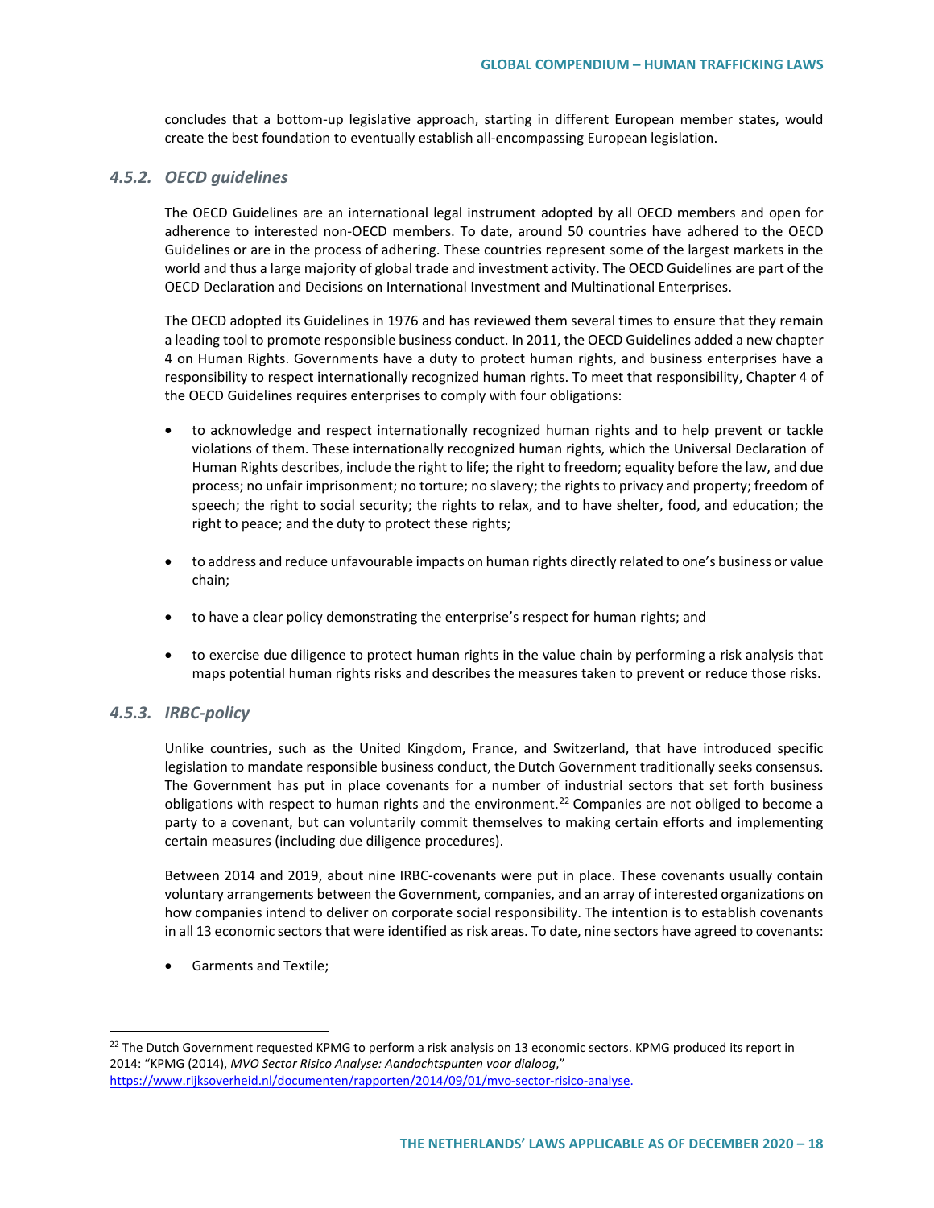concludes that a bottom-up legislative approach, starting in different European member states, would create the best foundation to eventually establish all-encompassing European legislation.

### *4.5.2. OECD guidelines*

The OECD Guidelines are an international legal instrument adopted by all OECD members and open for adherence to interested non-OECD members. To date, around 50 countries have adhered to the OECD Guidelines or are in the process of adhering. These countries represent some of the largest markets in the world and thus a large majority of global trade and investment activity. The OECD Guidelines are part of the OECD Declaration and Decisions on International Investment and Multinational Enterprises.

The OECD adopted its Guidelines in 1976 and has reviewed them several times to ensure that they remain a leading tool to promote responsible business conduct. In 2011, the OECD Guidelines added a new chapter 4 on Human Rights. Governments have a duty to protect human rights, and business enterprises have a responsibility to respect internationally recognized human rights. To meet that responsibility, Chapter 4 of the OECD Guidelines requires enterprises to comply with four obligations:

- to acknowledge and respect internationally recognized human rights and to help prevent or tackle violations of them. These internationally recognized human rights, which the Universal Declaration of Human Rights describes, include the right to life; the right to freedom; equality before the law, and due process; no unfair imprisonment; no torture; no slavery; the rights to privacy and property; freedom of speech; the right to social security; the rights to relax, and to have shelter, food, and education; the right to peace; and the duty to protect these rights;

- to address and reduce unfavourable impacts on human rights directly related to one's business or value chain;

- to have a clear policy demonstrating the enterprise's respect for human rights; and

- to exercise due diligence to protect human rights in the value chain by performing a risk analysis that maps potential human rights risks and describes the measures taken to prevent or reduce those risks.

### *4.5.3. IRBC-policy*

Unlike countries, such as the United Kingdom, France, and Switzerland, that have introduced specific legislation to mandate responsible business conduct, the Dutch Government traditionally seeks consensus. The Government has put in place covenants for a number of industrial sectors that set forth business obligations with respect to human rights and the environment.[22] Companies are not obliged to become a party to a covenant, but can voluntarily commit themselves to making certain efforts and implementing certain measures (including due diligence procedures).

Between 2014 and 2019, about nine IRBC-covenants were put in place. These covenants usually contain voluntary arrangements between the Government, companies, and an array of interested organizations on how companies intend to deliver on corporate social responsibility. The intention is to establish covenants in all 13 economic sectors that were identified as risk areas. To date, nine sectors have agreed to covenants:

- Garments and Textile;

---

[22] The Dutch Government requested KPMG to perform a risk analysis on 13 economic sectors. KPMG produced its report in 2014: "KPMG (2014), *MVO Sector Risico Analyse: Aandachtspunten voor dialoog*," https://www.rijksoverheid.nl/documenten/rapporten/2014/09/01/mvo-sector-risico-analyse.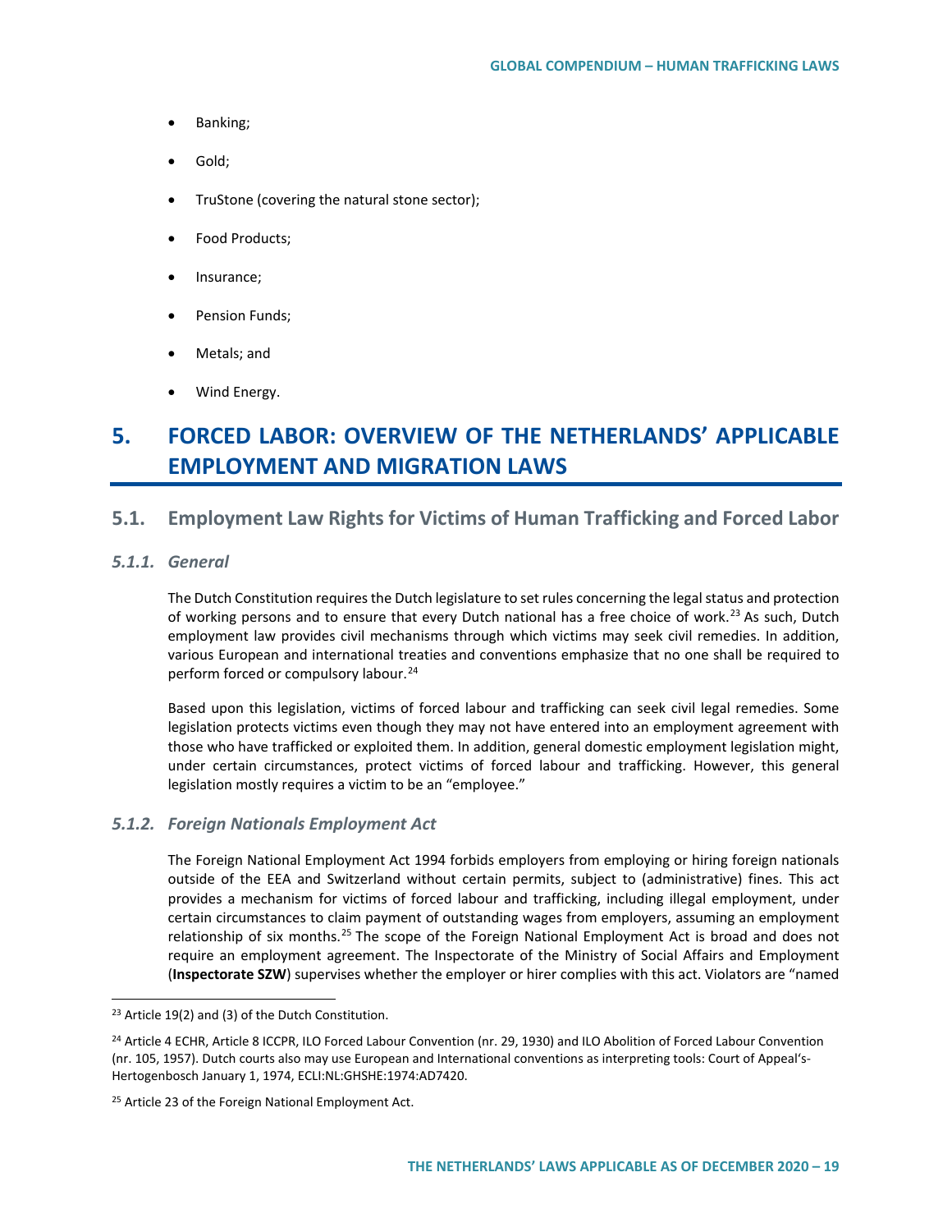- Banking;
- Gold;
- TruStone (covering the natural stone sector);
- Food Products;
- Insurance;
- Pension Funds;
- Metals; and
- Wind Energy.

# 5. FORCED LABOR: OVERVIEW OF THE NETHERLANDS' APPLICABLE EMPLOYMENT AND MIGRATION LAWS

## 5.1. Employment Law Rights for Victims of Human Trafficking and Forced Labor

### *5.1.1. General*

The Dutch Constitution requires the Dutch legislature to set rules concerning the legal status and protection of working persons and to ensure that every Dutch national has a free choice of work.[23] As such, Dutch employment law provides civil mechanisms through which victims may seek civil remedies. In addition, various European and international treaties and conventions emphasize that no one shall be required to perform forced or compulsory labour.[24]

Based upon this legislation, victims of forced labour and trafficking can seek civil legal remedies. Some legislation protects victims even though they may not have entered into an employment agreement with those who have trafficked or exploited them. In addition, general domestic employment legislation might, under certain circumstances, protect victims of forced labour and trafficking. However, this general legislation mostly requires a victim to be an "employee."

### *5.1.2. Foreign Nationals Employment Act*

The Foreign National Employment Act 1994 forbids employers from employing or hiring foreign nationals outside of the EEA and Switzerland without certain permits, subject to (administrative) fines. This act provides a mechanism for victims of forced labour and trafficking, including illegal employment, under certain circumstances to claim payment of outstanding wages from employers, assuming an employment relationship of six months.[25] The scope of the Foreign National Employment Act is broad and does not require an employment agreement. The Inspectorate of the Ministry of Social Affairs and Employment (**Inspectorate SZW**) supervises whether the employer or hirer complies with this act. Violators are "named

---

[23] Article 19(2) and (3) of the Dutch Constitution.

[24] Article 4 ECHR, Article 8 ICCPR, ILO Forced Labour Convention (nr. 29, 1930) and ILO Abolition of Forced Labour Convention (nr. 105, 1957). Dutch courts also may use European and International conventions as interpreting tools: Court of Appeal's-Hertogenbosch January 1, 1974, ECLI:NL:GHSHE:1974:AD7420.

[25] Article 23 of the Foreign National Employment Act.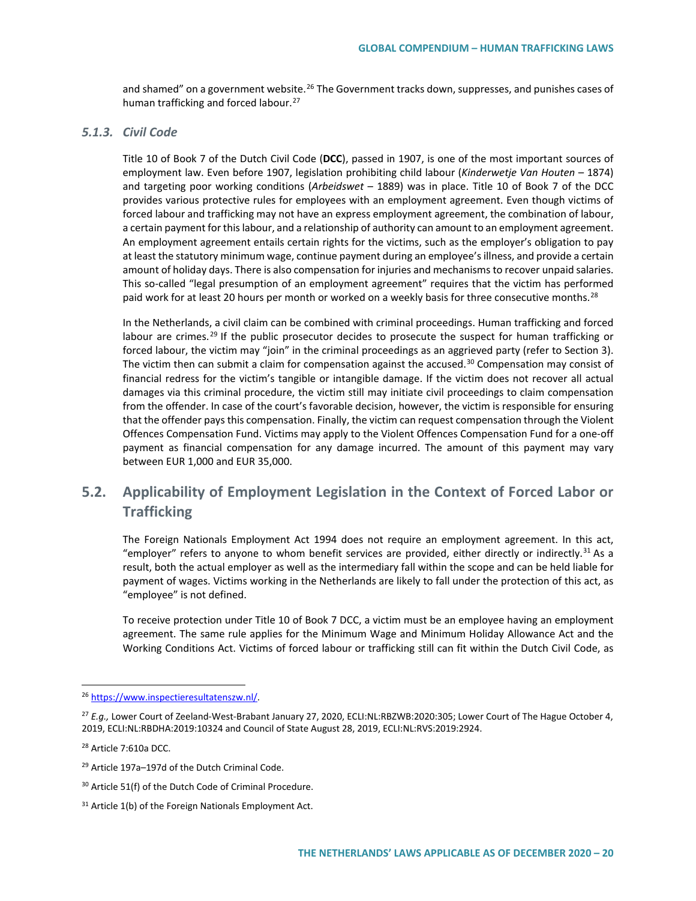and shamed" on a government website.[26] The Government tracks down, suppresses, and punishes cases of human trafficking and forced labour.[27]

### *5.1.3. Civil Code*

Title 10 of Book 7 of the Dutch Civil Code (**DCC**), passed in 1907, is one of the most important sources of employment law. Even before 1907, legislation prohibiting child labour (*Kinderwetje Van Houten* – 1874) and targeting poor working conditions (*Arbeidswet* – 1889) was in place. Title 10 of Book 7 of the DCC provides various protective rules for employees with an employment agreement. Even though victims of forced labour and trafficking may not have an express employment agreement, the combination of labour, a certain payment for this labour, and a relationship of authority can amount to an employment agreement. An employment agreement entails certain rights for the victims, such as the employer's obligation to pay at least the statutory minimum wage, continue payment during an employee's illness, and provide a certain amount of holiday days. There is also compensation for injuries and mechanisms to recover unpaid salaries. This so-called "legal presumption of an employment agreement" requires that the victim has performed paid work for at least 20 hours per month or worked on a weekly basis for three consecutive months.[28]

In the Netherlands, a civil claim can be combined with criminal proceedings. Human trafficking and forced labour are crimes.[29] If the public prosecutor decides to prosecute the suspect for human trafficking or forced labour, the victim may "join" in the criminal proceedings as an aggrieved party (refer to Section 3). The victim then can submit a claim for compensation against the accused.[30] Compensation may consist of financial redress for the victim's tangible or intangible damage. If the victim does not recover all actual damages via this criminal procedure, the victim still may initiate civil proceedings to claim compensation from the offender. In case of the court's favorable decision, however, the victim is responsible for ensuring that the offender pays this compensation. Finally, the victim can request compensation through the Violent Offences Compensation Fund. Victims may apply to the Violent Offences Compensation Fund for a one-off payment as financial compensation for any damage incurred. The amount of this payment may vary between EUR 1,000 and EUR 35,000.

## 5.2. Applicability of Employment Legislation in the Context of Forced Labor or Trafficking

The Foreign Nationals Employment Act 1994 does not require an employment agreement. In this act, "employer" refers to anyone to whom benefit services are provided, either directly or indirectly.[31] As a result, both the actual employer as well as the intermediary fall within the scope and can be held liable for payment of wages. Victims working in the Netherlands are likely to fall under the protection of this act, as "employee" is not defined.

To receive protection under Title 10 of Book 7 DCC, a victim must be an employee having an employment agreement. The same rule applies for the Minimum Wage and Minimum Holiday Allowance Act and the Working Conditions Act. Victims of forced labour or trafficking still can fit within the Dutch Civil Code, as

---

[26] https://www.inspectieresultatenszw.nl/.

[27] *E.g.,* Lower Court of Zeeland-West-Brabant January 27, 2020, ECLI:NL:RBZWB:2020:305; Lower Court of The Hague October 4, 2019, ECLI:NL:RBDHA:2019:10324 and Council of State August 28, 2019, ECLI:NL:RVS:2019:2924.

[28] Article 7:610a DCC.

[29] Article 197a–197d of the Dutch Criminal Code.

[30] Article 51(f) of the Dutch Code of Criminal Procedure.

[31] Article 1(b) of the Foreign Nationals Employment Act.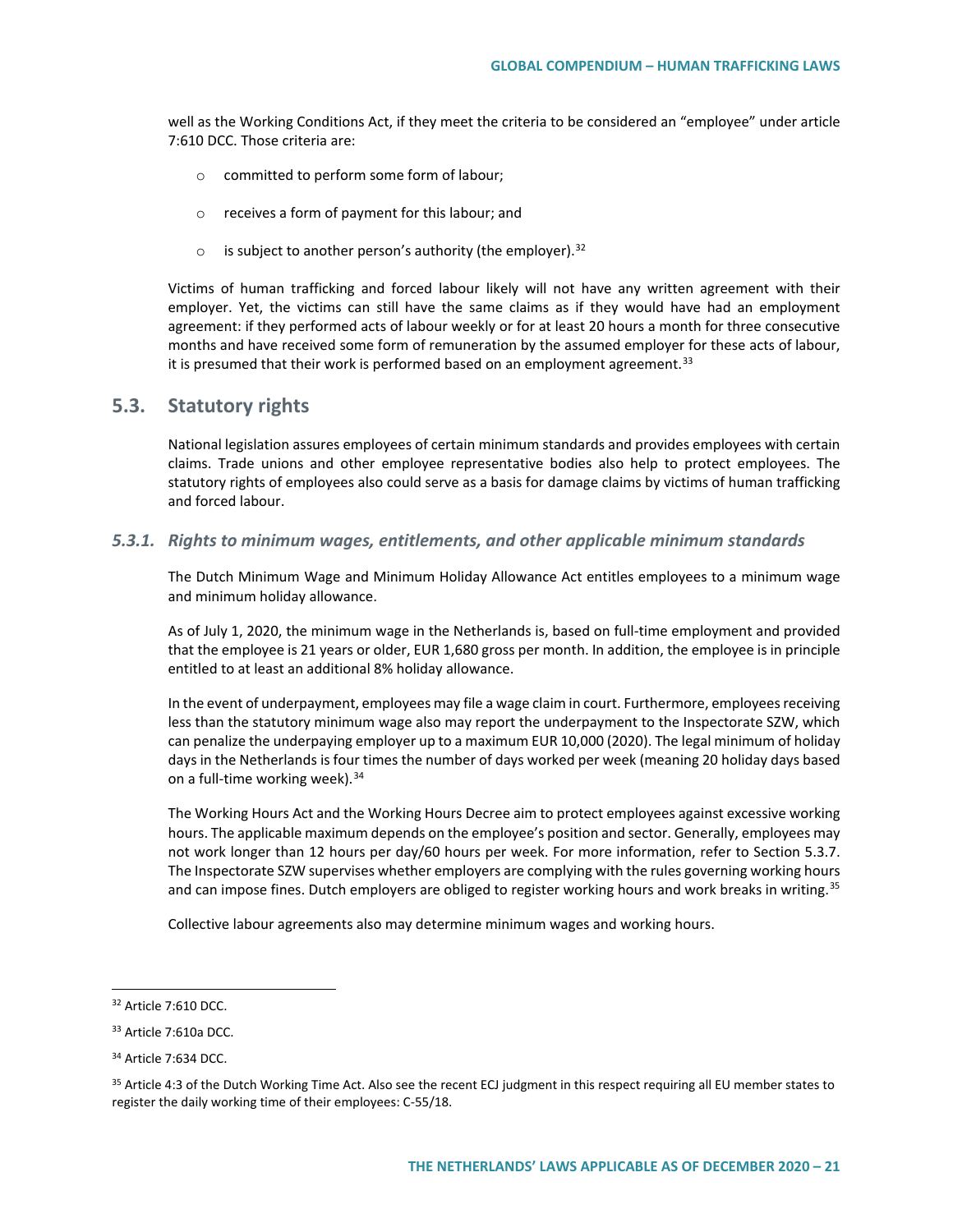well as the Working Conditions Act, if they meet the criteria to be considered an "employee" under article 7:610 DCC. Those criteria are:

- committed to perform some form of labour;
- receives a form of payment for this labour; and
- is subject to another person's authority (the employer).[32]

Victims of human trafficking and forced labour likely will not have any written agreement with their employer. Yet, the victims can still have the same claims as if they would have had an employment agreement: if they performed acts of labour weekly or for at least 20 hours a month for three consecutive months and have received some form of remuneration by the assumed employer for these acts of labour, it is presumed that their work is performed based on an employment agreement.[33]

## 5.3. Statutory rights

National legislation assures employees of certain minimum standards and provides employees with certain claims. Trade unions and other employee representative bodies also help to protect employees. The statutory rights of employees also could serve as a basis for damage claims by victims of human trafficking and forced labour.

### *5.3.1. Rights to minimum wages, entitlements, and other applicable minimum standards*

The Dutch Minimum Wage and Minimum Holiday Allowance Act entitles employees to a minimum wage and minimum holiday allowance.

As of July 1, 2020, the minimum wage in the Netherlands is, based on full-time employment and provided that the employee is 21 years or older, EUR 1,680 gross per month. In addition, the employee is in principle entitled to at least an additional 8% holiday allowance.

In the event of underpayment, employees may file a wage claim in court. Furthermore, employees receiving less than the statutory minimum wage also may report the underpayment to the Inspectorate SZW, which can penalize the underpaying employer up to a maximum EUR 10,000 (2020). The legal minimum of holiday days in the Netherlands is four times the number of days worked per week (meaning 20 holiday days based on a full-time working week).[34]

The Working Hours Act and the Working Hours Decree aim to protect employees against excessive working hours. The applicable maximum depends on the employee's position and sector. Generally, employees may not work longer than 12 hours per day/60 hours per week. For more information, refer to Section 5.3.7. The Inspectorate SZW supervises whether employers are complying with the rules governing working hours and can impose fines. Dutch employers are obliged to register working hours and work breaks in writing.[35]

Collective labour agreements also may determine minimum wages and working hours.

---

[32] Article 7:610 DCC.

[33] Article 7:610a DCC.

[34] Article 7:634 DCC.

[35] Article 4:3 of the Dutch Working Time Act. Also see the recent ECJ judgment in this respect requiring all EU member states to register the daily working time of their employees: C-55/18.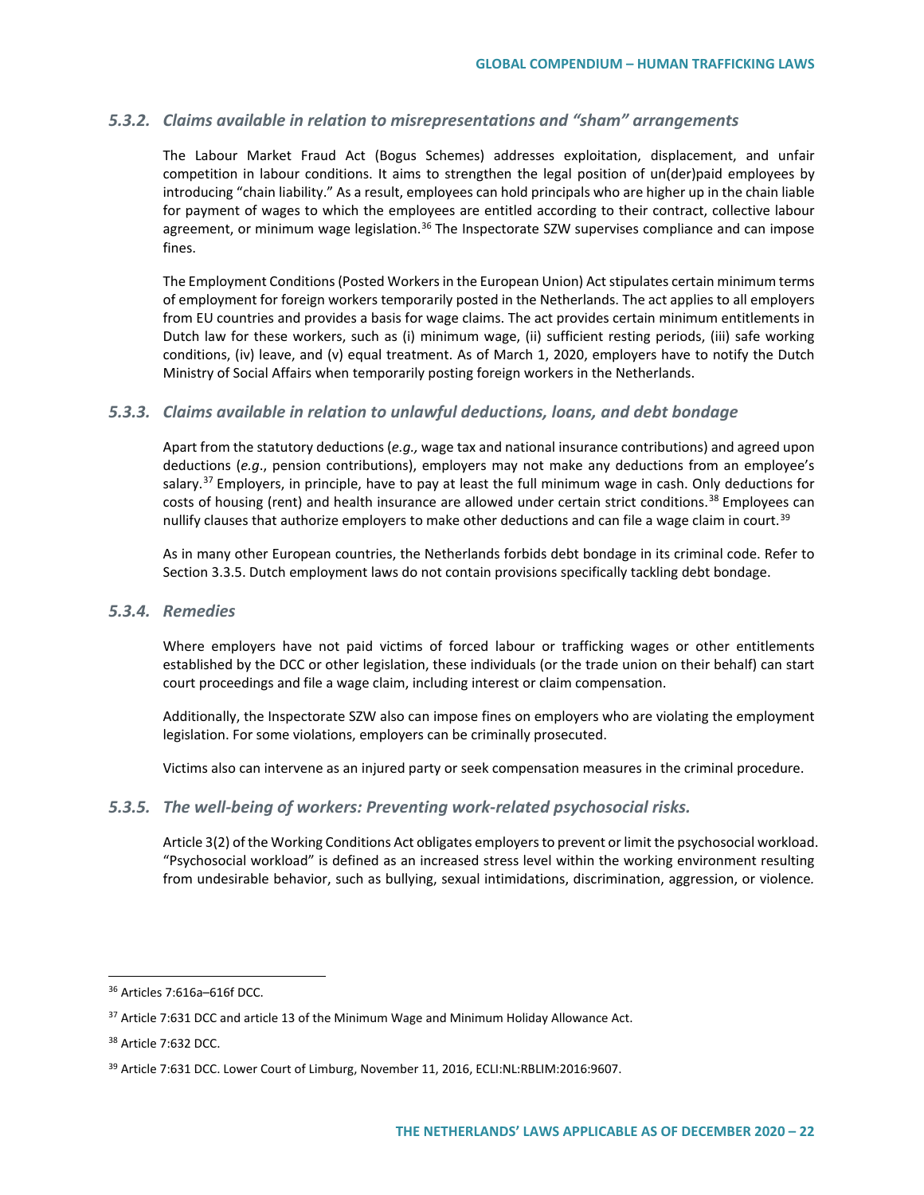### *5.3.2. Claims available in relation to misrepresentations and "sham" arrangements*

The Labour Market Fraud Act (Bogus Schemes) addresses exploitation, displacement, and unfair competition in labour conditions. It aims to strengthen the legal position of un(der)paid employees by introducing "chain liability." As a result, employees can hold principals who are higher up in the chain liable for payment of wages to which the employees are entitled according to their contract, collective labour agreement, or minimum wage legislation.[36] The Inspectorate SZW supervises compliance and can impose fines.

The Employment Conditions (Posted Workers in the European Union) Act stipulates certain minimum terms of employment for foreign workers temporarily posted in the Netherlands. The act applies to all employers from EU countries and provides a basis for wage claims. The act provides certain minimum entitlements in Dutch law for these workers, such as (i) minimum wage, (ii) sufficient resting periods, (iii) safe working conditions, (iv) leave, and (v) equal treatment. As of March 1, 2020, employers have to notify the Dutch Ministry of Social Affairs when temporarily posting foreign workers in the Netherlands.

### *5.3.3. Claims available in relation to unlawful deductions, loans, and debt bondage*

Apart from the statutory deductions (*e.g.,* wage tax and national insurance contributions) and agreed upon deductions (*e.g*., pension contributions), employers may not make any deductions from an employee's salary.[37] Employers, in principle, have to pay at least the full minimum wage in cash. Only deductions for costs of housing (rent) and health insurance are allowed under certain strict conditions.[38] Employees can nullify clauses that authorize employers to make other deductions and can file a wage claim in court.[39]

As in many other European countries, the Netherlands forbids debt bondage in its criminal code. Refer to Section 3.3.5. Dutch employment laws do not contain provisions specifically tackling debt bondage.

### *5.3.4. Remedies*

Where employers have not paid victims of forced labour or trafficking wages or other entitlements established by the DCC or other legislation, these individuals (or the trade union on their behalf) can start court proceedings and file a wage claim, including interest or claim compensation.

Additionally, the Inspectorate SZW also can impose fines on employers who are violating the employment legislation. For some violations, employers can be criminally prosecuted.

Victims also can intervene as an injured party or seek compensation measures in the criminal procedure.

### *5.3.5. The well-being of workers: Preventing work-related psychosocial risks.*

Article 3(2) of the Working Conditions Act obligates employers to prevent or limit the psychosocial workload. "Psychosocial workload" is defined as an increased stress level within the working environment resulting from undesirable behavior, such as bullying, sexual intimidations, discrimination, aggression, or violence.

---

[36] Articles 7:616a–616f DCC.

[37] Article 7:631 DCC and article 13 of the Minimum Wage and Minimum Holiday Allowance Act.

[38] Article 7:632 DCC.

[39] Article 7:631 DCC. Lower Court of Limburg, November 11, 2016, ECLI:NL:RBLIM:2016:9607.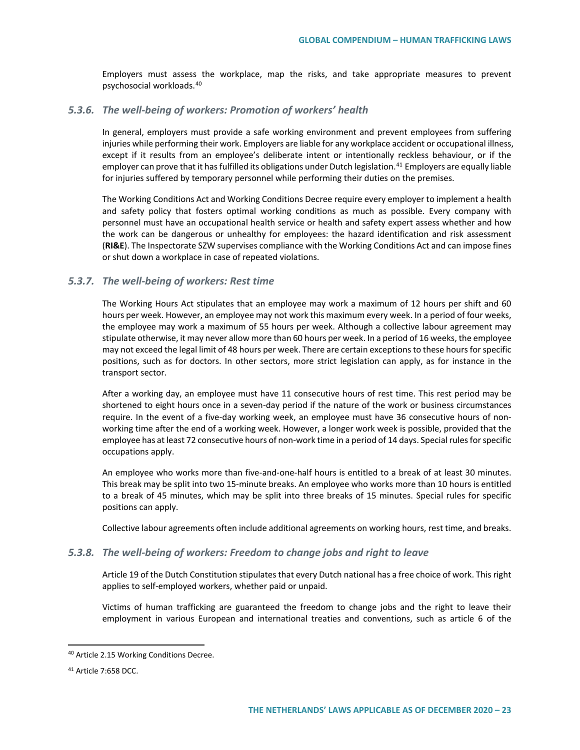Employers must assess the workplace, map the risks, and take appropriate measures to prevent psychosocial workloads.[40]

### *5.3.6. The well-being of workers: Promotion of workers' health*

In general, employers must provide a safe working environment and prevent employees from suffering injuries while performing their work. Employers are liable for any workplace accident or occupational illness, except if it results from an employee's deliberate intent or intentionally reckless behaviour, or if the employer can prove that it has fulfilled its obligations under Dutch legislation.[41] Employers are equally liable for injuries suffered by temporary personnel while performing their duties on the premises.

The Working Conditions Act and Working Conditions Decree require every employer to implement a health and safety policy that fosters optimal working conditions as much as possible. Every company with personnel must have an occupational health service or health and safety expert assess whether and how the work can be dangerous or unhealthy for employees: the hazard identification and risk assessment (**RI&E**). The Inspectorate SZW supervises compliance with the Working Conditions Act and can impose fines or shut down a workplace in case of repeated violations.

### *5.3.7. The well-being of workers: Rest time*

The Working Hours Act stipulates that an employee may work a maximum of 12 hours per shift and 60 hours per week. However, an employee may not work this maximum every week. In a period of four weeks, the employee may work a maximum of 55 hours per week. Although a collective labour agreement may stipulate otherwise, it may never allow more than 60 hours per week. In a period of 16 weeks, the employee may not exceed the legal limit of 48 hours per week. There are certain exceptions to these hours for specific positions, such as for doctors. In other sectors, more strict legislation can apply, as for instance in the transport sector.

After a working day, an employee must have 11 consecutive hours of rest time. This rest period may be shortened to eight hours once in a seven-day period if the nature of the work or business circumstances require. In the event of a five-day working week, an employee must have 36 consecutive hours of non-working time after the end of a working week. However, a longer work week is possible, provided that the employee has at least 72 consecutive hours of non-work time in a period of 14 days. Special rules for specific occupations apply.

An employee who works more than five-and-one-half hours is entitled to a break of at least 30 minutes. This break may be split into two 15-minute breaks. An employee who works more than 10 hours is entitled to a break of 45 minutes, which may be split into three breaks of 15 minutes. Special rules for specific positions can apply.

Collective labour agreements often include additional agreements on working hours, rest time, and breaks.

### *5.3.8. The well-being of workers: Freedom to change jobs and right to leave*

Article 19 of the Dutch Constitution stipulates that every Dutch national has a free choice of work. This right applies to self-employed workers, whether paid or unpaid.

Victims of human trafficking are guaranteed the freedom to change jobs and the right to leave their employment in various European and international treaties and conventions, such as article 6 of the

---

[40] Article 2.15 Working Conditions Decree.

[41] Article 7:658 DCC.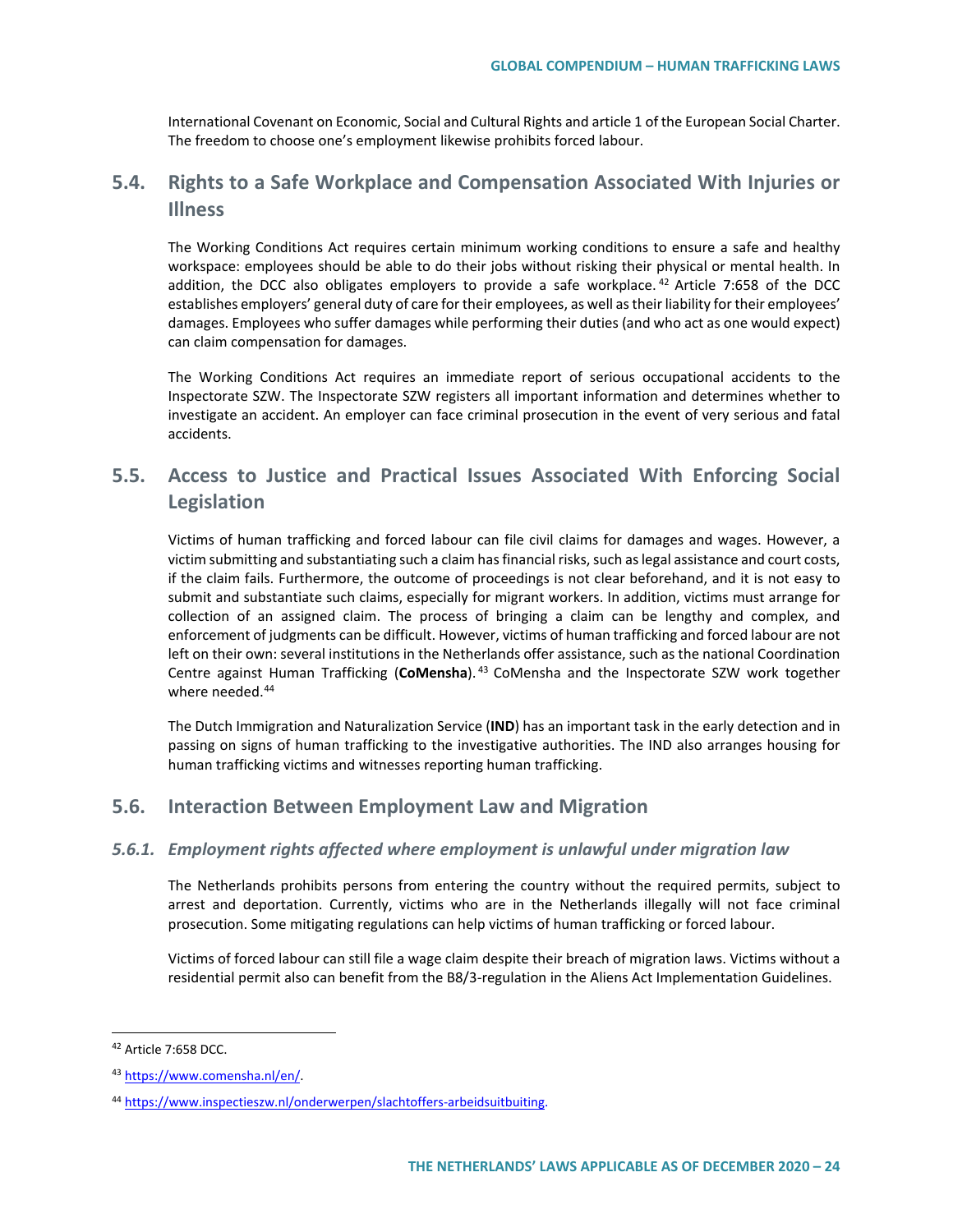International Covenant on Economic, Social and Cultural Rights and article 1 of the European Social Charter. The freedom to choose one's employment likewise prohibits forced labour.

## 5.4. Rights to a Safe Workplace and Compensation Associated With Injuries or Illness

The Working Conditions Act requires certain minimum working conditions to ensure a safe and healthy workspace: employees should be able to do their jobs without risking their physical or mental health. In addition, the DCC also obligates employers to provide a safe workplace.[42] Article 7:658 of the DCC establishes employers' general duty of care for their employees, as well as their liability for their employees' damages. Employees who suffer damages while performing their duties (and who act as one would expect) can claim compensation for damages.

The Working Conditions Act requires an immediate report of serious occupational accidents to the Inspectorate SZW. The Inspectorate SZW registers all important information and determines whether to investigate an accident. An employer can face criminal prosecution in the event of very serious and fatal accidents.

## 5.5. Access to Justice and Practical Issues Associated With Enforcing Social Legislation

Victims of human trafficking and forced labour can file civil claims for damages and wages. However, a victim submitting and substantiating such a claim has financial risks, such as legal assistance and court costs, if the claim fails. Furthermore, the outcome of proceedings is not clear beforehand, and it is not easy to submit and substantiate such claims, especially for migrant workers. In addition, victims must arrange for collection of an assigned claim. The process of bringing a claim can be lengthy and complex, and enforcement of judgments can be difficult. However, victims of human trafficking and forced labour are not left on their own: several institutions in the Netherlands offer assistance, such as the national Coordination Centre against Human Trafficking (**CoMensha**).[43] CoMensha and the Inspectorate SZW work together where needed.[44]

The Dutch Immigration and Naturalization Service (**IND**) has an important task in the early detection and in passing on signs of human trafficking to the investigative authorities. The IND also arranges housing for human trafficking victims and witnesses reporting human trafficking.

## 5.6. Interaction Between Employment Law and Migration

### *5.6.1. Employment rights affected where employment is unlawful under migration law*

The Netherlands prohibits persons from entering the country without the required permits, subject to arrest and deportation. Currently, victims who are in the Netherlands illegally will not face criminal prosecution. Some mitigating regulations can help victims of human trafficking or forced labour.

Victims of forced labour can still file a wage claim despite their breach of migration laws. Victims without a residential permit also can benefit from the B8/3-regulation in the Aliens Act Implementation Guidelines.

---

[42] Article 7:658 DCC.

[43] https://www.comensha.nl/en/.

[44] https://www.inspectieszw.nl/onderwerpen/slachtoffers-arbeidsuitbuiting.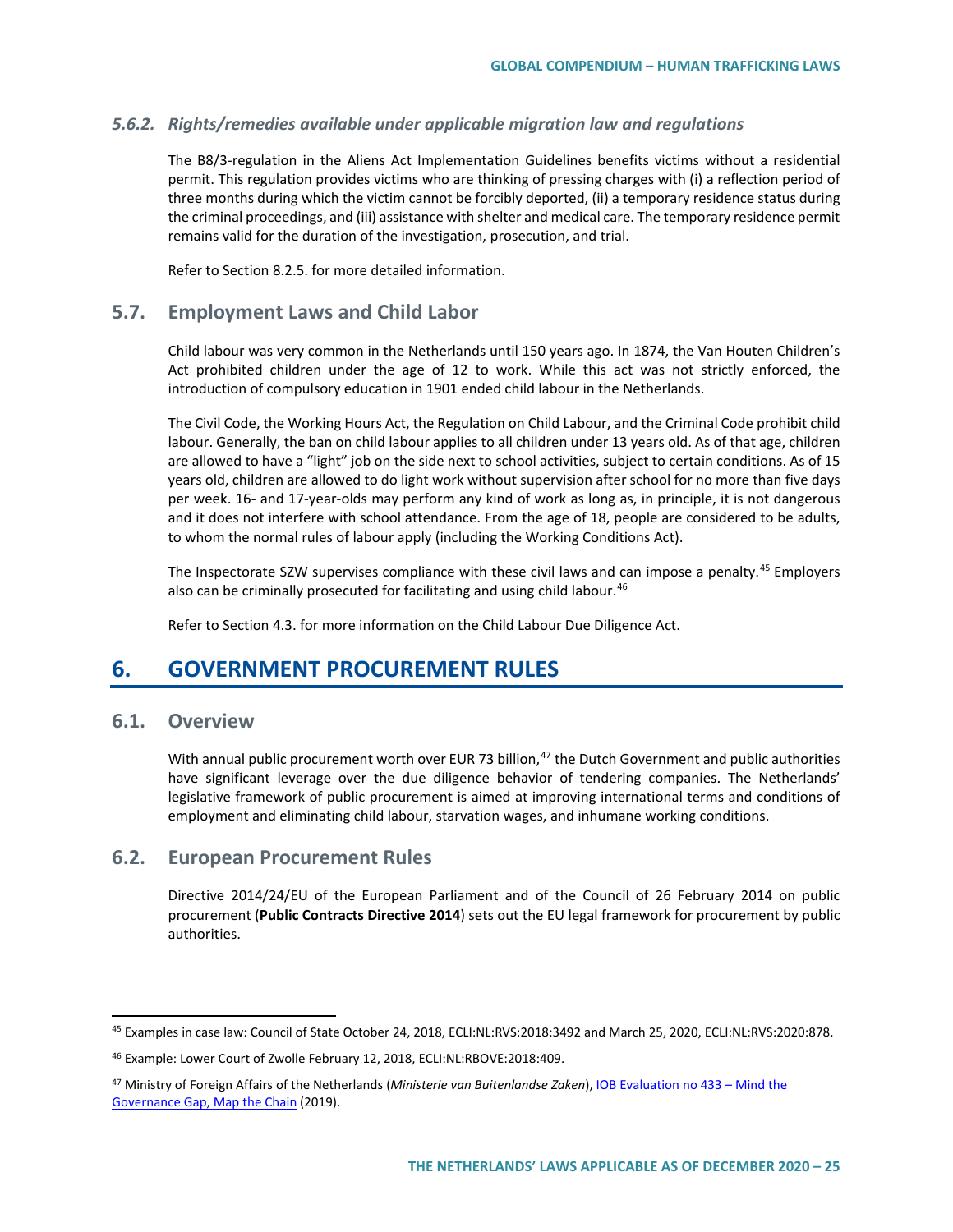### 5.6.2. *Rights/remedies available under applicable migration law and regulations*

The B8/3-regulation in the Aliens Act Implementation Guidelines benefits victims without a residential permit. This regulation provides victims who are thinking of pressing charges with (i) a reflection period of three months during which the victim cannot be forcibly deported, (ii) a temporary residence status during the criminal proceedings, and (iii) assistance with shelter and medical care. The temporary residence permit remains valid for the duration of the investigation, prosecution, and trial.

Refer to Section 8.2.5. for more detailed information.

## 5.7. Employment Laws and Child Labor

Child labour was very common in the Netherlands until 150 years ago. In 1874, the Van Houten Children's Act prohibited children under the age of 12 to work. While this act was not strictly enforced, the introduction of compulsory education in 1901 ended child labour in the Netherlands.

The Civil Code, the Working Hours Act, the Regulation on Child Labour, and the Criminal Code prohibit child labour. Generally, the ban on child labour applies to all children under 13 years old. As of that age, children are allowed to have a "light" job on the side next to school activities, subject to certain conditions. As of 15 years old, children are allowed to do light work without supervision after school for no more than five days per week. 16- and 17-year-olds may perform any kind of work as long as, in principle, it is not dangerous and it does not interfere with school attendance. From the age of 18, people are considered to be adults, to whom the normal rules of labour apply (including the Working Conditions Act).

The Inspectorate SZW supervises compliance with these civil laws and can impose a penalty.[45] Employers also can be criminally prosecuted for facilitating and using child labour.[46]

Refer to Section 4.3. for more information on the Child Labour Due Diligence Act.

# 6. GOVERNMENT PROCUREMENT RULES

## 6.1. Overview

With annual public procurement worth over EUR 73 billion,[47] the Dutch Government and public authorities have significant leverage over the due diligence behavior of tendering companies. The Netherlands' legislative framework of public procurement is aimed at improving international terms and conditions of employment and eliminating child labour, starvation wages, and inhumane working conditions.

## 6.2. European Procurement Rules

Directive 2014/24/EU of the European Parliament and of the Council of 26 February 2014 on public procurement (**Public Contracts Directive 2014**) sets out the EU legal framework for procurement by public authorities.

---

[45] Examples in case law: Council of State October 24, 2018, ECLI:NL:RVS:2018:3492 and March 25, 2020, ECLI:NL:RVS:2020:878.

[46] Example: Lower Court of Zwolle February 12, 2018, ECLI:NL:RBOVE:2018:409.

[47] Ministry of Foreign Affairs of the Netherlands (*Ministerie van Buitenlandse Zaken*), IOB Evaluation no 433 – Mind the Governance Gap, Map the Chain (2019).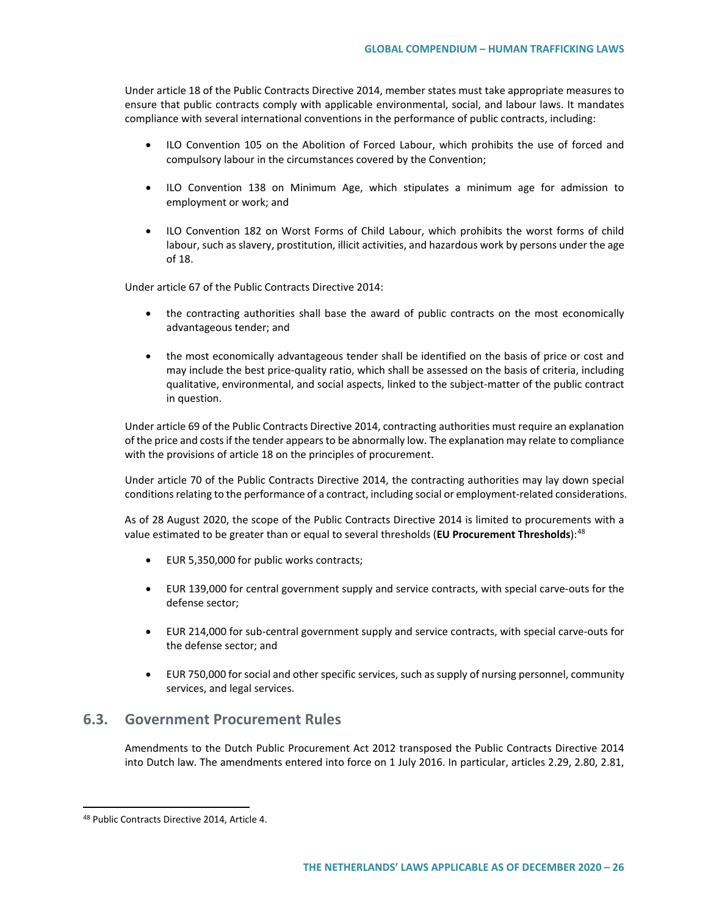Under article 18 of the Public Contracts Directive 2014, member states must take appropriate measures to ensure that public contracts comply with applicable environmental, social, and labour laws. It mandates compliance with several international conventions in the performance of public contracts, including:

- ILO Convention 105 on the Abolition of Forced Labour, which prohibits the use of forced and compulsory labour in the circumstances covered by the Convention;
- ILO Convention 138 on Minimum Age, which stipulates a minimum age for admission to employment or work; and
- ILO Convention 182 on Worst Forms of Child Labour, which prohibits the worst forms of child labour, such as slavery, prostitution, illicit activities, and hazardous work by persons under the age of 18.

Under article 67 of the Public Contracts Directive 2014:

- the contracting authorities shall base the award of public contracts on the most economically advantageous tender; and
- the most economically advantageous tender shall be identified on the basis of price or cost and may include the best price-quality ratio, which shall be assessed on the basis of criteria, including qualitative, environmental, and social aspects, linked to the subject-matter of the public contract in question.

Under article 69 of the Public Contracts Directive 2014, contracting authorities must require an explanation of the price and costs if the tender appears to be abnormally low. The explanation may relate to compliance with the provisions of article 18 on the principles of procurement.

Under article 70 of the Public Contracts Directive 2014, the contracting authorities may lay down special conditions relating to the performance of a contract, including social or employment-related considerations.

As of 28 August 2020, the scope of the Public Contracts Directive 2014 is limited to procurements with a value estimated to be greater than or equal to several thresholds (**EU Procurement Thresholds**):[48]

- EUR 5,350,000 for public works contracts;
- EUR 139,000 for central government supply and service contracts, with special carve-outs for the defense sector;
- EUR 214,000 for sub-central government supply and service contracts, with special carve-outs for the defense sector; and
- EUR 750,000 for social and other specific services, such as supply of nursing personnel, community services, and legal services.

## 6.3. Government Procurement Rules

Amendments to the Dutch Public Procurement Act 2012 transposed the Public Contracts Directive 2014 into Dutch law. The amendments entered into force on 1 July 2016. In particular, articles 2.29, 2.80, 2.81,

[48] Public Contracts Directive 2014, Article 4.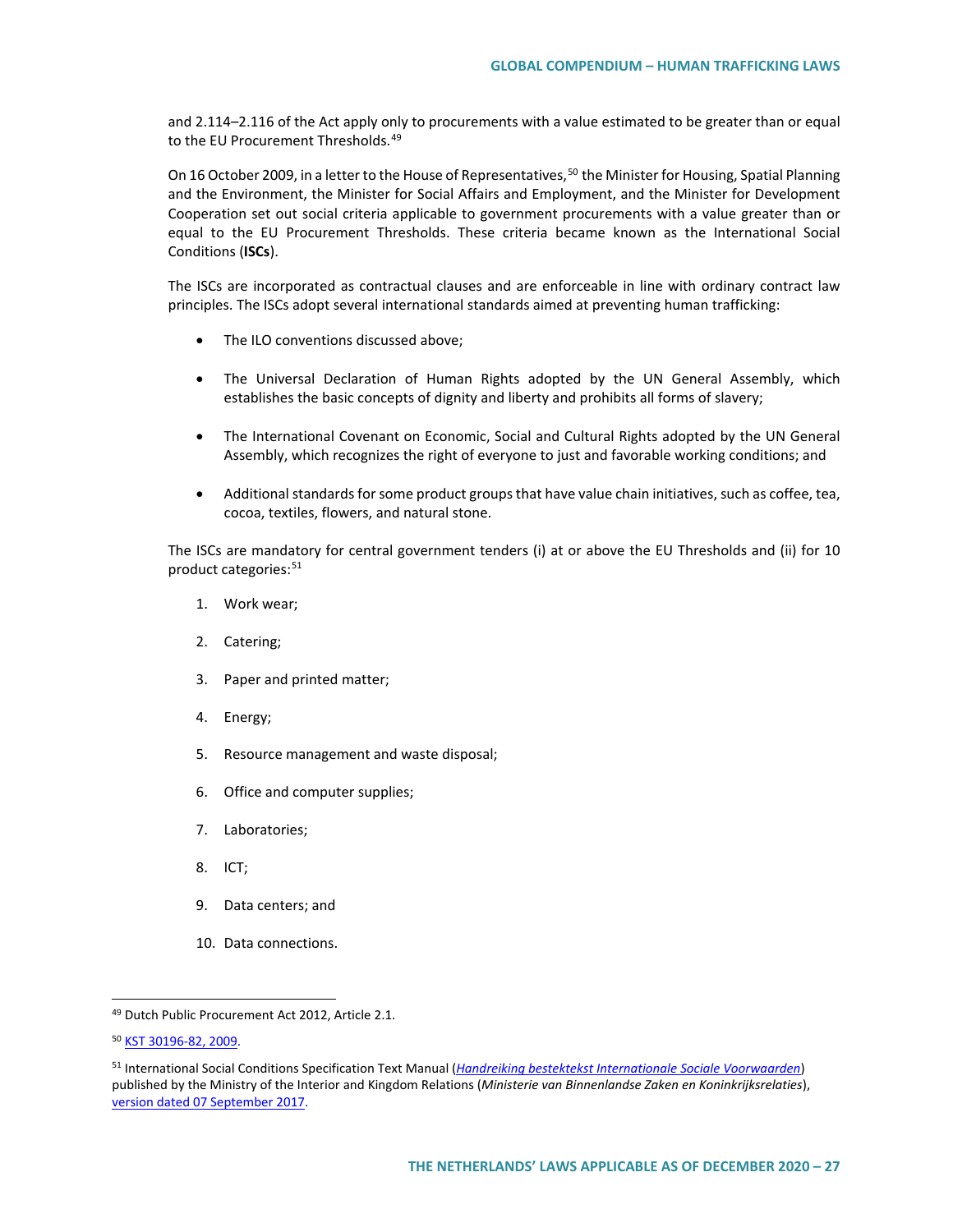and 2.114–2.116 of the Act apply only to procurements with a value estimated to be greater than or equal to the EU Procurement Thresholds.[49]

On 16 October 2009, in a letter to the House of Representatives,[50] the Minister for Housing, Spatial Planning and the Environment, the Minister for Social Affairs and Employment, and the Minister for Development Cooperation set out social criteria applicable to government procurements with a value greater than or equal to the EU Procurement Thresholds. These criteria became known as the International Social Conditions (**ISCs**).

The ISCs are incorporated as contractual clauses and are enforceable in line with ordinary contract law principles. The ISCs adopt several international standards aimed at preventing human trafficking:

- The ILO conventions discussed above;
- The Universal Declaration of Human Rights adopted by the UN General Assembly, which establishes the basic concepts of dignity and liberty and prohibits all forms of slavery;
- The International Covenant on Economic, Social and Cultural Rights adopted by the UN General Assembly, which recognizes the right of everyone to just and favorable working conditions; and
- Additional standards for some product groups that have value chain initiatives, such as coffee, tea, cocoa, textiles, flowers, and natural stone.

The ISCs are mandatory for central government tenders (i) at or above the EU Thresholds and (ii) for 10 product categories:[51]

1. Work wear;
2. Catering;
3. Paper and printed matter;
4. Energy;
5. Resource management and waste disposal;
6. Office and computer supplies;
7. Laboratories;
8. ICT;
9. Data centers; and
10. Data connections.

---

[49] Dutch Public Procurement Act 2012, Article 2.1.

[50] KST 30196-82, 2009.

[51] International Social Conditions Specification Text Manual (*Handreiking bestektekst Internationale Sociale Voorwaarden*) published by the Ministry of the Interior and Kingdom Relations (*Ministerie van Binnenlandse Zaken en Koninkrijksrelaties*), version dated 07 September 2017.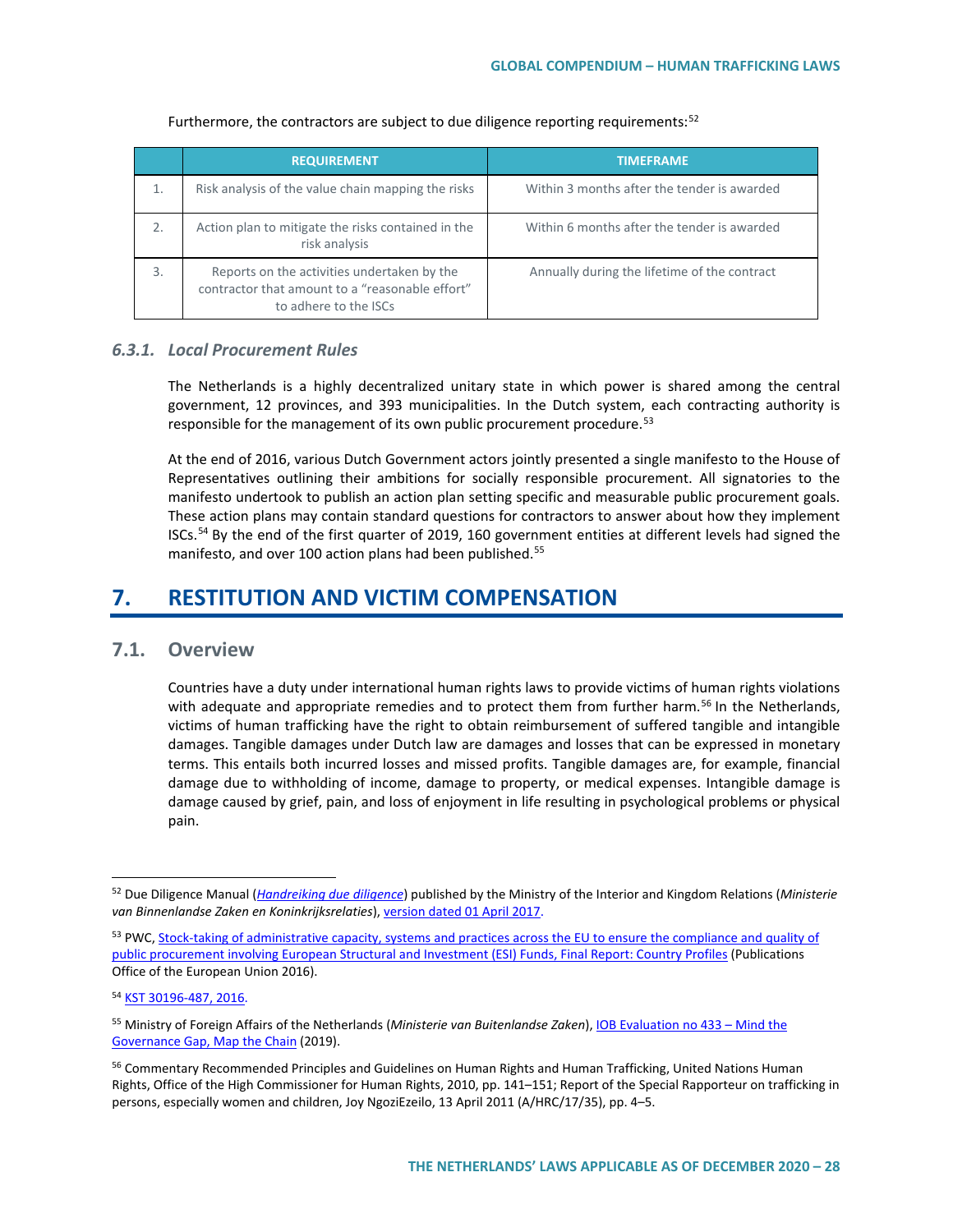Furthermore, the contractors are subject to due diligence reporting requirements:[52]

| | REQUIREMENT | TIMEFRAME |
|---|---|---|
| 1. | Risk analysis of the value chain mapping the risks | Within 3 months after the tender is awarded |
| 2. | Action plan to mitigate the risks contained in the risk analysis | Within 6 months after the tender is awarded |
| 3. | Reports on the activities undertaken by the contractor that amount to a "reasonable effort" to adhere to the ISCs | Annually during the lifetime of the contract |

### *6.3.1. Local Procurement Rules*

The Netherlands is a highly decentralized unitary state in which power is shared among the central government, 12 provinces, and 393 municipalities. In the Dutch system, each contracting authority is responsible for the management of its own public procurement procedure.[53]

At the end of 2016, various Dutch Government actors jointly presented a single manifesto to the House of Representatives outlining their ambitions for socially responsible procurement. All signatories to the manifesto undertook to publish an action plan setting specific and measurable public procurement goals. These action plans may contain standard questions for contractors to answer about how they implement ISCs.[54] By the end of the first quarter of 2019, 160 government entities at different levels had signed the manifesto, and over 100 action plans had been published.[55]

# 7. RESTITUTION AND VICTIM COMPENSATION

## 7.1. Overview

Countries have a duty under international human rights laws to provide victims of human rights violations with adequate and appropriate remedies and to protect them from further harm.[56] In the Netherlands, victims of human trafficking have the right to obtain reimbursement of suffered tangible and intangible damages. Tangible damages under Dutch law are damages and losses that can be expressed in monetary terms. This entails both incurred losses and missed profits. Tangible damages are, for example, financial damage due to withholding of income, damage to property, or medical expenses. Intangible damage is damage caused by grief, pain, and loss of enjoyment in life resulting in psychological problems or physical pain.

---

[52] Due Diligence Manual (*Handreiking due diligence*) published by the Ministry of the Interior and Kingdom Relations (*Ministerie van Binnenlandse Zaken en Koninkrijksrelaties*), version dated 01 April 2017.

[53] PWC, Stock-taking of administrative capacity, systems and practices across the EU to ensure the compliance and quality of public procurement involving European Structural and Investment (ESI) Funds, Final Report: Country Profiles (Publications Office of the European Union 2016).

[54] KST 30196-487, 2016.

[55] Ministry of Foreign Affairs of the Netherlands (*Ministerie van Buitenlandse Zaken*), IOB Evaluation no 433 – Mind the Governance Gap, Map the Chain (2019).

[56] Commentary Recommended Principles and Guidelines on Human Rights and Human Trafficking, United Nations Human Rights, Office of the High Commissioner for Human Rights, 2010, pp. 141–151; Report of the Special Rapporteur on trafficking in persons, especially women and children, Joy NgoziEzeilo, 13 April 2011 (A/HRC/17/35), pp. 4–5.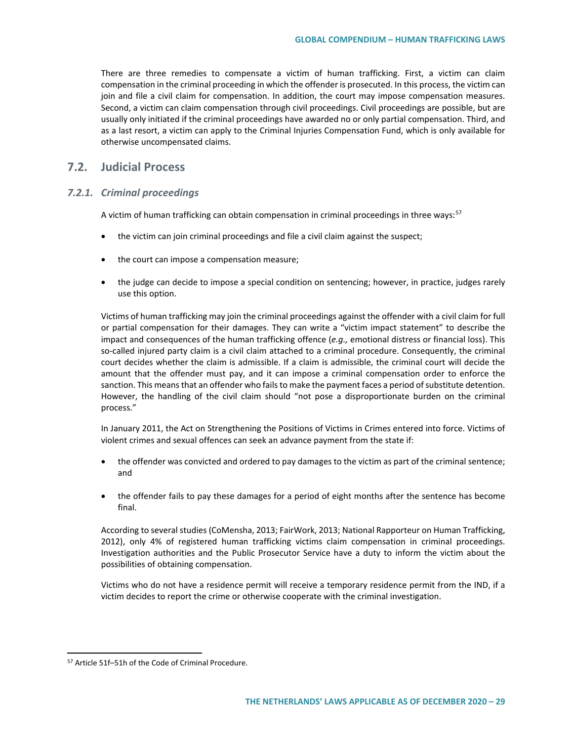There are three remedies to compensate a victim of human trafficking. First, a victim can claim compensation in the criminal proceeding in which the offender is prosecuted. In this process, the victim can join and file a civil claim for compensation. In addition, the court may impose compensation measures. Second, a victim can claim compensation through civil proceedings. Civil proceedings are possible, but are usually only initiated if the criminal proceedings have awarded no or only partial compensation. Third, and as a last resort, a victim can apply to the Criminal Injuries Compensation Fund, which is only available for otherwise uncompensated claims.

## 7.2. Judicial Process

### *7.2.1. Criminal proceedings*

A victim of human trafficking can obtain compensation in criminal proceedings in three ways:[57]

- the victim can join criminal proceedings and file a civil claim against the suspect;
- the court can impose a compensation measure;
- the judge can decide to impose a special condition on sentencing; however, in practice, judges rarely use this option.

Victims of human trafficking may join the criminal proceedings against the offender with a civil claim for full or partial compensation for their damages. They can write a "victim impact statement" to describe the impact and consequences of the human trafficking offence (*e.g.,* emotional distress or financial loss). This so-called injured party claim is a civil claim attached to a criminal procedure. Consequently, the criminal court decides whether the claim is admissible. If a claim is admissible, the criminal court will decide the amount that the offender must pay, and it can impose a criminal compensation order to enforce the sanction. This means that an offender who fails to make the payment faces a period of substitute detention. However, the handling of the civil claim should "not pose a disproportionate burden on the criminal process."

In January 2011, the Act on Strengthening the Positions of Victims in Crimes entered into force. Victims of violent crimes and sexual offences can seek an advance payment from the state if:

- the offender was convicted and ordered to pay damages to the victim as part of the criminal sentence; and
- the offender fails to pay these damages for a period of eight months after the sentence has become final.

According to several studies (CoMensha, 2013; FairWork, 2013; National Rapporteur on Human Trafficking, 2012), only 4% of registered human trafficking victims claim compensation in criminal proceedings. Investigation authorities and the Public Prosecutor Service have a duty to inform the victim about the possibilities of obtaining compensation.

Victims who do not have a residence permit will receive a temporary residence permit from the IND, if a victim decides to report the crime or otherwise cooperate with the criminal investigation.

---

[57] Article 51f–51h of the Code of Criminal Procedure.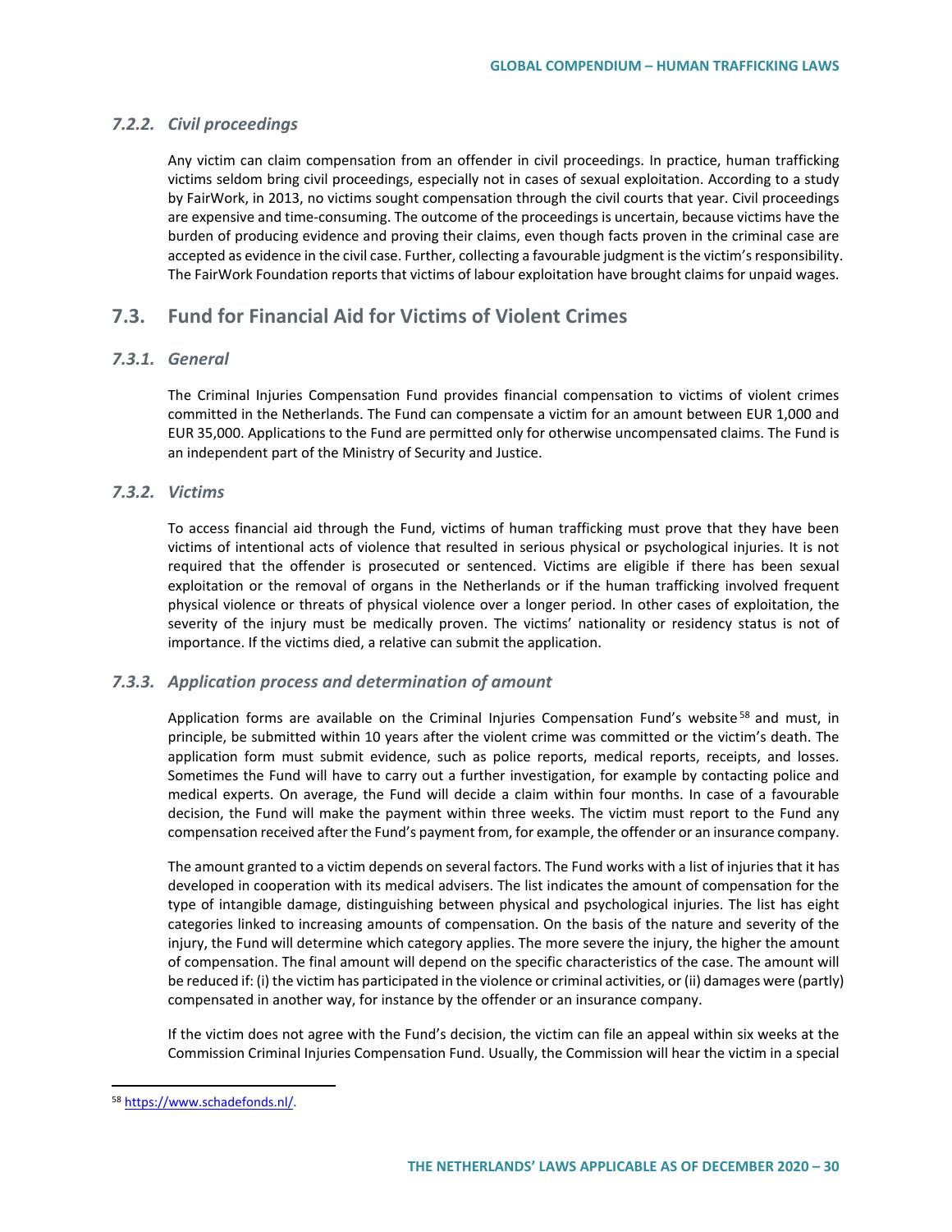### *7.2.2. Civil proceedings*

Any victim can claim compensation from an offender in civil proceedings. In practice, human trafficking victims seldom bring civil proceedings, especially not in cases of sexual exploitation. According to a study by FairWork, in 2013, no victims sought compensation through the civil courts that year. Civil proceedings are expensive and time-consuming. The outcome of the proceedings is uncertain, because victims have the burden of producing evidence and proving their claims, even though facts proven in the criminal case are accepted as evidence in the civil case. Further, collecting a favourable judgment is the victim's responsibility. The FairWork Foundation reports that victims of labour exploitation have brought claims for unpaid wages.

## 7.3. Fund for Financial Aid for Victims of Violent Crimes

### *7.3.1. General*

The Criminal Injuries Compensation Fund provides financial compensation to victims of violent crimes committed in the Netherlands. The Fund can compensate a victim for an amount between EUR 1,000 and EUR 35,000. Applications to the Fund are permitted only for otherwise uncompensated claims. The Fund is an independent part of the Ministry of Security and Justice.

### *7.3.2. Victims*

To access financial aid through the Fund, victims of human trafficking must prove that they have been victims of intentional acts of violence that resulted in serious physical or psychological injuries. It is not required that the offender is prosecuted or sentenced. Victims are eligible if there has been sexual exploitation or the removal of organs in the Netherlands or if the human trafficking involved frequent physical violence or threats of physical violence over a longer period. In other cases of exploitation, the severity of the injury must be medically proven. The victims' nationality or residency status is not of importance. If the victims died, a relative can submit the application.

### *7.3.3. Application process and determination of amount*

Application forms are available on the Criminal Injuries Compensation Fund's website[58] and must, in principle, be submitted within 10 years after the violent crime was committed or the victim's death. The application form must submit evidence, such as police reports, medical reports, receipts, and losses. Sometimes the Fund will have to carry out a further investigation, for example by contacting police and medical experts. On average, the Fund will decide a claim within four months. In case of a favourable decision, the Fund will make the payment within three weeks. The victim must report to the Fund any compensation received after the Fund's payment from, for example, the offender or an insurance company.

The amount granted to a victim depends on several factors. The Fund works with a list of injuries that it has developed in cooperation with its medical advisers. The list indicates the amount of compensation for the type of intangible damage, distinguishing between physical and psychological injuries. The list has eight categories linked to increasing amounts of compensation. On the basis of the nature and severity of the injury, the Fund will determine which category applies. The more severe the injury, the higher the amount of compensation. The final amount will depend on the specific characteristics of the case. The amount will be reduced if: (i) the victim has participated in the violence or criminal activities, or (ii) damages were (partly) compensated in another way, for instance by the offender or an insurance company.

If the victim does not agree with the Fund's decision, the victim can file an appeal within six weeks at the Commission Criminal Injuries Compensation Fund. Usually, the Commission will hear the victim in a special

---

[58] https://www.schadefonds.nl/.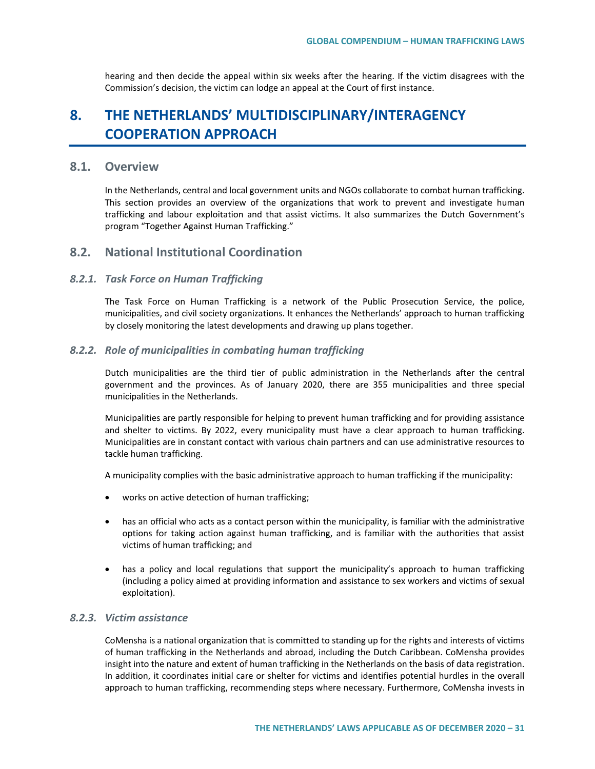hearing and then decide the appeal within six weeks after the hearing. If the victim disagrees with the Commission's decision, the victim can lodge an appeal at the Court of first instance.

# 8. THE NETHERLANDS' MULTIDISCIPLINARY/INTERAGENCY COOPERATION APPROACH

## 8.1. Overview

In the Netherlands, central and local government units and NGOs collaborate to combat human trafficking. This section provides an overview of the organizations that work to prevent and investigate human trafficking and labour exploitation and that assist victims. It also summarizes the Dutch Government's program "Together Against Human Trafficking."

## 8.2. National Institutional Coordination

### *8.2.1. Task Force on Human Trafficking*

The Task Force on Human Trafficking is a network of the Public Prosecution Service, the police, municipalities, and civil society organizations. It enhances the Netherlands' approach to human trafficking by closely monitoring the latest developments and drawing up plans together.

### *8.2.2. Role of municipalities in combating human trafficking*

Dutch municipalities are the third tier of public administration in the Netherlands after the central government and the provinces. As of January 2020, there are 355 municipalities and three special municipalities in the Netherlands.

Municipalities are partly responsible for helping to prevent human trafficking and for providing assistance and shelter to victims. By 2022, every municipality must have a clear approach to human trafficking. Municipalities are in constant contact with various chain partners and can use administrative resources to tackle human trafficking.

A municipality complies with the basic administrative approach to human trafficking if the municipality:

- works on active detection of human trafficking;
- has an official who acts as a contact person within the municipality, is familiar with the administrative options for taking action against human trafficking, and is familiar with the authorities that assist victims of human trafficking; and
- has a policy and local regulations that support the municipality's approach to human trafficking (including a policy aimed at providing information and assistance to sex workers and victims of sexual exploitation).

### *8.2.3. Victim assistance*

CoMensha is a national organization that is committed to standing up for the rights and interests of victims of human trafficking in the Netherlands and abroad, including the Dutch Caribbean. CoMensha provides insight into the nature and extent of human trafficking in the Netherlands on the basis of data registration. In addition, it coordinates initial care or shelter for victims and identifies potential hurdles in the overall approach to human trafficking, recommending steps where necessary. Furthermore, CoMensha invests in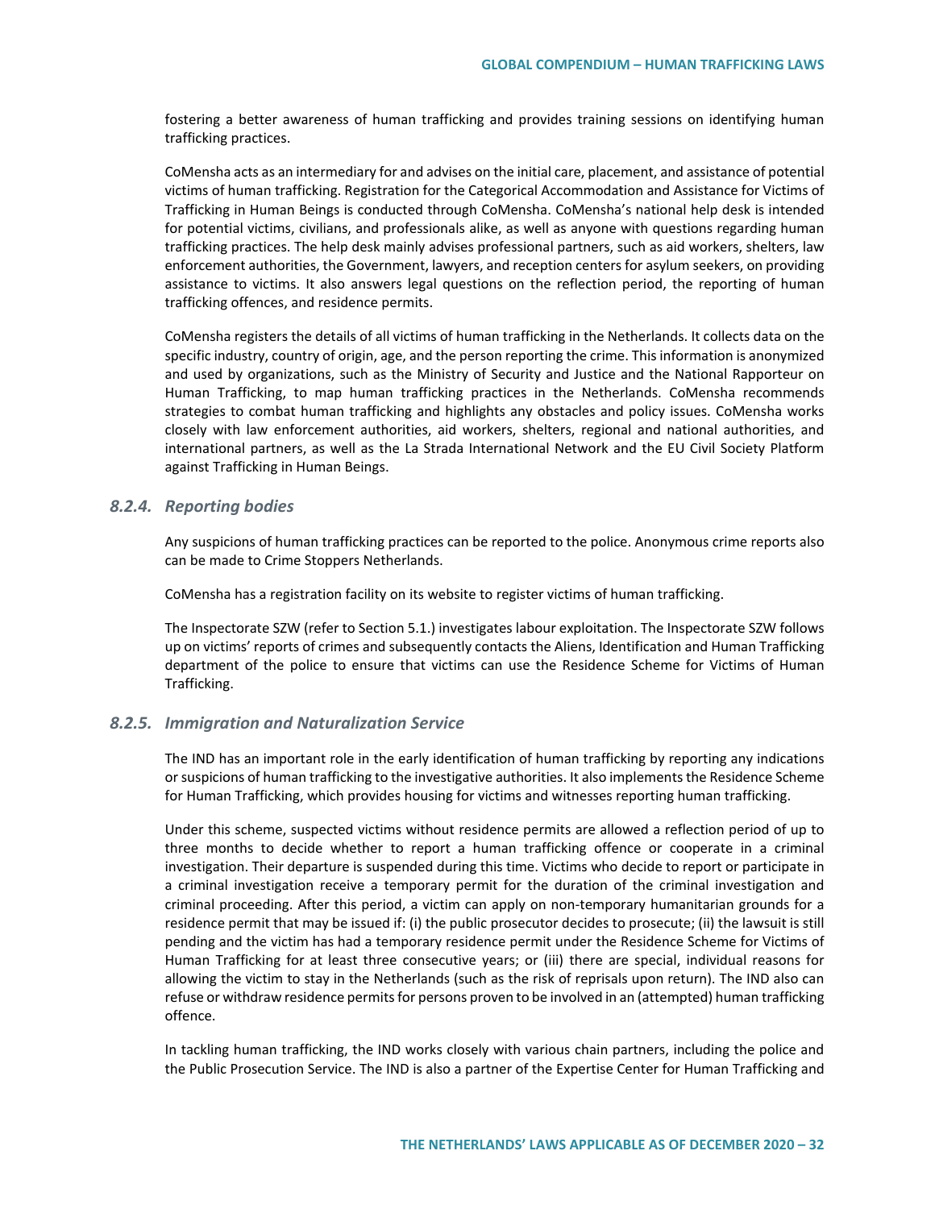fostering a better awareness of human trafficking and provides training sessions on identifying human trafficking practices.

CoMensha acts as an intermediary for and advises on the initial care, placement, and assistance of potential victims of human trafficking. Registration for the Categorical Accommodation and Assistance for Victims of Trafficking in Human Beings is conducted through CoMensha. CoMensha's national help desk is intended for potential victims, civilians, and professionals alike, as well as anyone with questions regarding human trafficking practices. The help desk mainly advises professional partners, such as aid workers, shelters, law enforcement authorities, the Government, lawyers, and reception centers for asylum seekers, on providing assistance to victims. It also answers legal questions on the reflection period, the reporting of human trafficking offences, and residence permits.

CoMensha registers the details of all victims of human trafficking in the Netherlands. It collects data on the specific industry, country of origin, age, and the person reporting the crime. This information is anonymized and used by organizations, such as the Ministry of Security and Justice and the National Rapporteur on Human Trafficking, to map human trafficking practices in the Netherlands. CoMensha recommends strategies to combat human trafficking and highlights any obstacles and policy issues. CoMensha works closely with law enforcement authorities, aid workers, shelters, regional and national authorities, and international partners, as well as the La Strada International Network and the EU Civil Society Platform against Trafficking in Human Beings.

### *8.2.4. Reporting bodies*

Any suspicions of human trafficking practices can be reported to the police. Anonymous crime reports also can be made to Crime Stoppers Netherlands.

CoMensha has a registration facility on its website to register victims of human trafficking.

The Inspectorate SZW (refer to Section 5.1.) investigates labour exploitation. The Inspectorate SZW follows up on victims' reports of crimes and subsequently contacts the Aliens, Identification and Human Trafficking department of the police to ensure that victims can use the Residence Scheme for Victims of Human Trafficking.

### *8.2.5. Immigration and Naturalization Service*

The IND has an important role in the early identification of human trafficking by reporting any indications or suspicions of human trafficking to the investigative authorities. It also implements the Residence Scheme for Human Trafficking, which provides housing for victims and witnesses reporting human trafficking.

Under this scheme, suspected victims without residence permits are allowed a reflection period of up to three months to decide whether to report a human trafficking offence or cooperate in a criminal investigation. Their departure is suspended during this time. Victims who decide to report or participate in a criminal investigation receive a temporary permit for the duration of the criminal investigation and criminal proceeding. After this period, a victim can apply on non-temporary humanitarian grounds for a residence permit that may be issued if: (i) the public prosecutor decides to prosecute; (ii) the lawsuit is still pending and the victim has had a temporary residence permit under the Residence Scheme for Victims of Human Trafficking for at least three consecutive years; or (iii) there are special, individual reasons for allowing the victim to stay in the Netherlands (such as the risk of reprisals upon return). The IND also can refuse or withdraw residence permits for persons proven to be involved in an (attempted) human trafficking offence.

In tackling human trafficking, the IND works closely with various chain partners, including the police and the Public Prosecution Service. The IND is also a partner of the Expertise Center for Human Trafficking and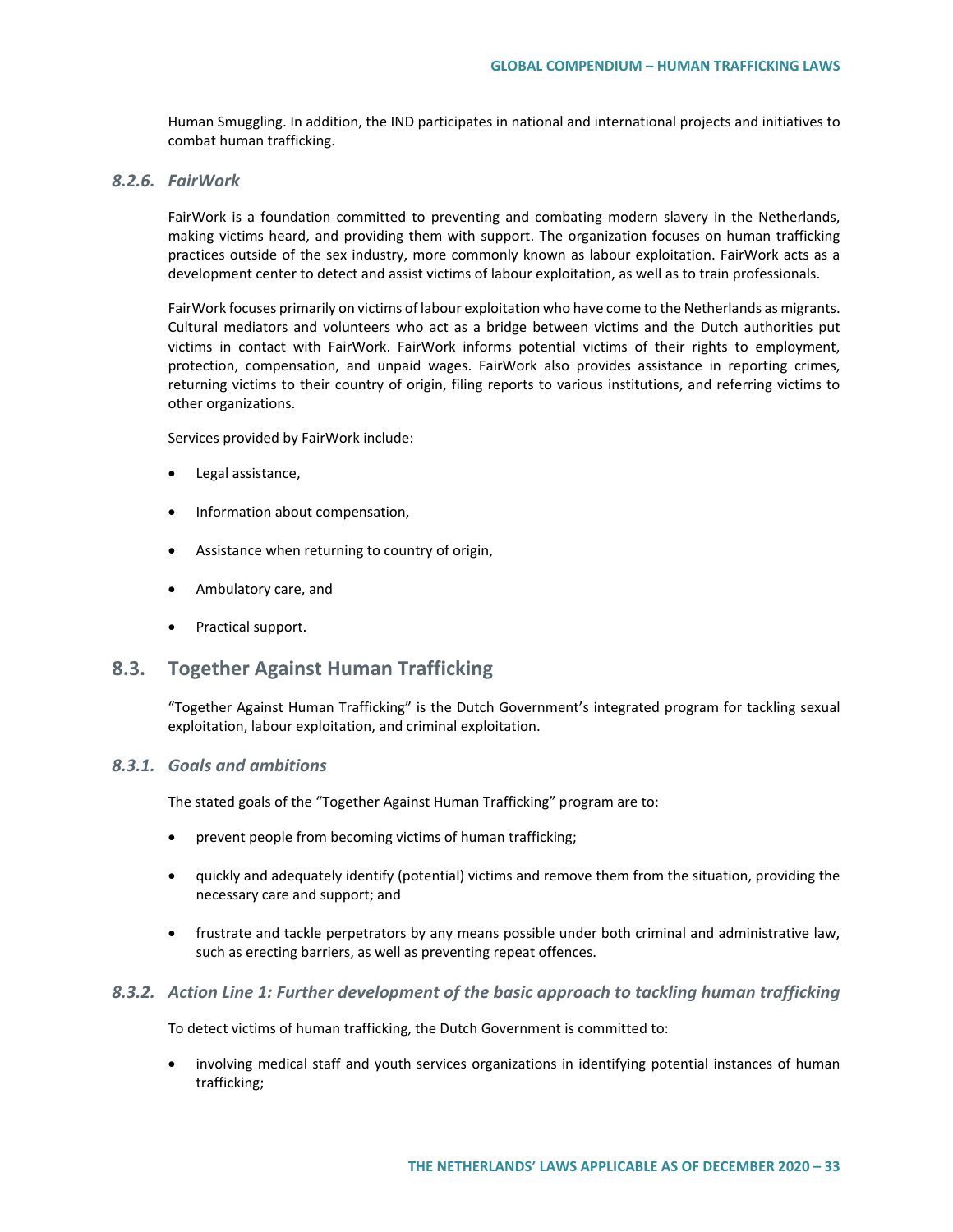Human Smuggling. In addition, the IND participates in national and international projects and initiatives to combat human trafficking.

### *8.2.6. FairWork*

FairWork is a foundation committed to preventing and combating modern slavery in the Netherlands, making victims heard, and providing them with support. The organization focuses on human trafficking practices outside of the sex industry, more commonly known as labour exploitation. FairWork acts as a development center to detect and assist victims of labour exploitation, as well as to train professionals.

FairWork focuses primarily on victims of labour exploitation who have come to the Netherlands as migrants. Cultural mediators and volunteers who act as a bridge between victims and the Dutch authorities put victims in contact with FairWork. FairWork informs potential victims of their rights to employment, protection, compensation, and unpaid wages. FairWork also provides assistance in reporting crimes, returning victims to their country of origin, filing reports to various institutions, and referring victims to other organizations.

Services provided by FairWork include:

- Legal assistance,
- Information about compensation,
- Assistance when returning to country of origin,
- Ambulatory care, and
- Practical support.

## 8.3. Together Against Human Trafficking

"Together Against Human Trafficking" is the Dutch Government's integrated program for tackling sexual exploitation, labour exploitation, and criminal exploitation.

### *8.3.1. Goals and ambitions*

The stated goals of the "Together Against Human Trafficking" program are to:

- prevent people from becoming victims of human trafficking;
- quickly and adequately identify (potential) victims and remove them from the situation, providing the necessary care and support; and
- frustrate and tackle perpetrators by any means possible under both criminal and administrative law, such as erecting barriers, as well as preventing repeat offences.

### *8.3.2. Action Line 1: Further development of the basic approach to tackling human trafficking*

To detect victims of human trafficking, the Dutch Government is committed to:

- involving medical staff and youth services organizations in identifying potential instances of human trafficking;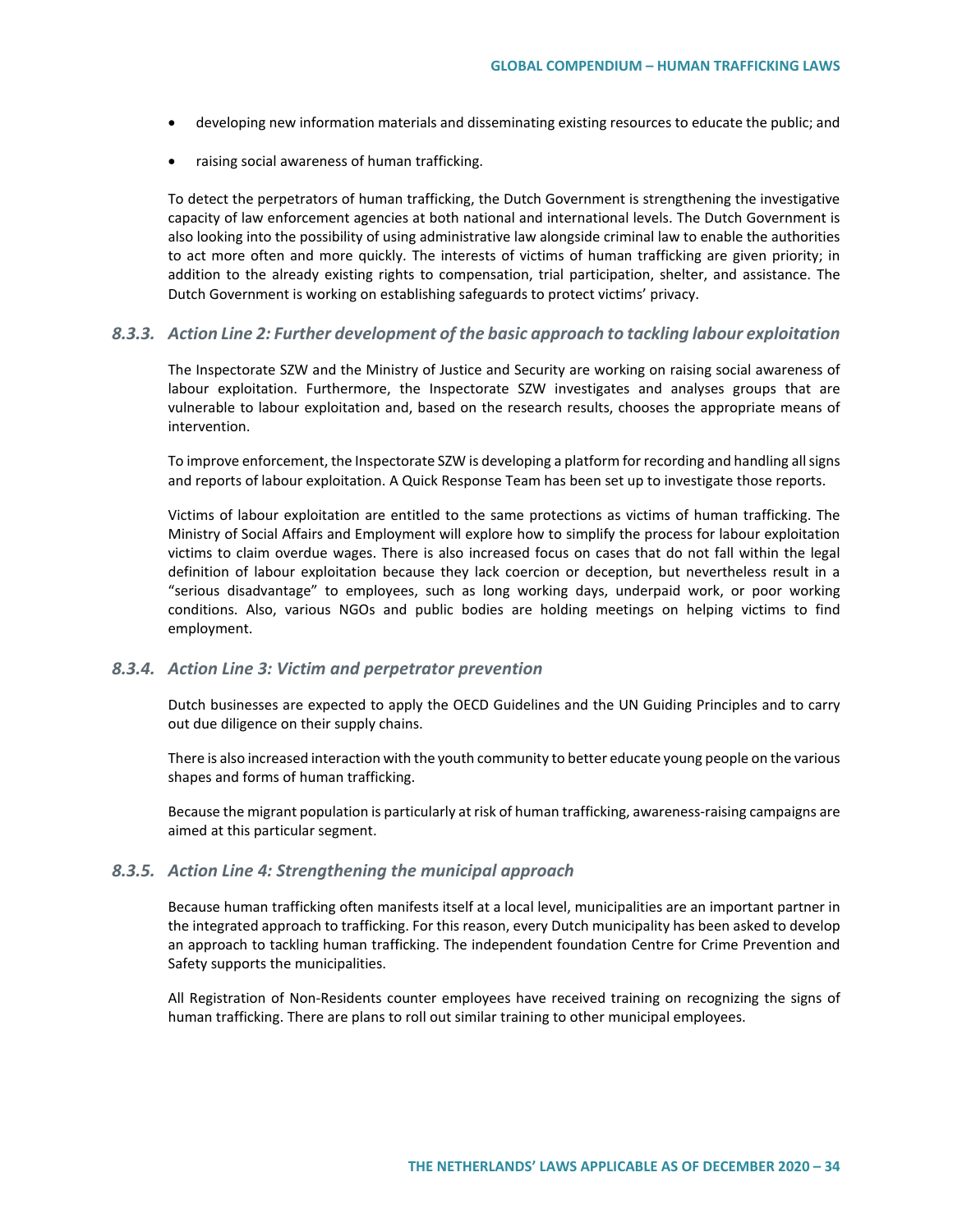- developing new information materials and disseminating existing resources to educate the public; and
- raising social awareness of human trafficking.

To detect the perpetrators of human trafficking, the Dutch Government is strengthening the investigative capacity of law enforcement agencies at both national and international levels. The Dutch Government is also looking into the possibility of using administrative law alongside criminal law to enable the authorities to act more often and more quickly. The interests of victims of human trafficking are given priority; in addition to the already existing rights to compensation, trial participation, shelter, and assistance. The Dutch Government is working on establishing safeguards to protect victims' privacy.

### *8.3.3. Action Line 2: Further development of the basic approach to tackling labour exploitation*

The Inspectorate SZW and the Ministry of Justice and Security are working on raising social awareness of labour exploitation. Furthermore, the Inspectorate SZW investigates and analyses groups that are vulnerable to labour exploitation and, based on the research results, chooses the appropriate means of intervention.

To improve enforcement, the Inspectorate SZW is developing a platform for recording and handling all signs and reports of labour exploitation. A Quick Response Team has been set up to investigate those reports.

Victims of labour exploitation are entitled to the same protections as victims of human trafficking. The Ministry of Social Affairs and Employment will explore how to simplify the process for labour exploitation victims to claim overdue wages. There is also increased focus on cases that do not fall within the legal definition of labour exploitation because they lack coercion or deception, but nevertheless result in a "serious disadvantage" to employees, such as long working days, underpaid work, or poor working conditions. Also, various NGOs and public bodies are holding meetings on helping victims to find employment.

### *8.3.4. Action Line 3: Victim and perpetrator prevention*

Dutch businesses are expected to apply the OECD Guidelines and the UN Guiding Principles and to carry out due diligence on their supply chains.

There is also increased interaction with the youth community to better educate young people on the various shapes and forms of human trafficking.

Because the migrant population is particularly at risk of human trafficking, awareness-raising campaigns are aimed at this particular segment.

### *8.3.5. Action Line 4: Strengthening the municipal approach*

Because human trafficking often manifests itself at a local level, municipalities are an important partner in the integrated approach to trafficking. For this reason, every Dutch municipality has been asked to develop an approach to tackling human trafficking. The independent foundation Centre for Crime Prevention and Safety supports the municipalities.

All Registration of Non-Residents counter employees have received training on recognizing the signs of human trafficking. There are plans to roll out similar training to other municipal employees.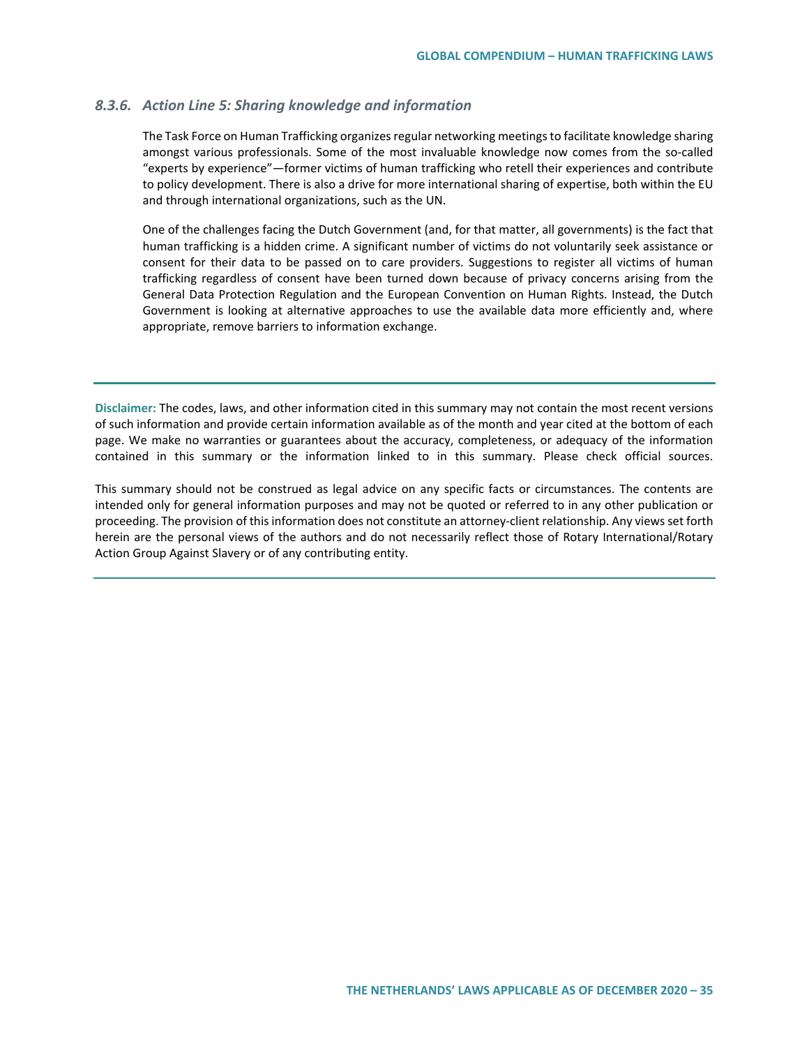### *8.3.6. Action Line 5: Sharing knowledge and information*

The Task Force on Human Trafficking organizes regular networking meetings to facilitate knowledge sharing amongst various professionals. Some of the most invaluable knowledge now comes from the so-called "experts by experience"—former victims of human trafficking who retell their experiences and contribute to policy development. There is also a drive for more international sharing of expertise, both within the EU and through international organizations, such as the UN.

One of the challenges facing the Dutch Government (and, for that matter, all governments) is the fact that human trafficking is a hidden crime. A significant number of victims do not voluntarily seek assistance or consent for their data to be passed on to care providers. Suggestions to register all victims of human trafficking regardless of consent have been turned down because of privacy concerns arising from the General Data Protection Regulation and the European Convention on Human Rights. Instead, the Dutch Government is looking at alternative approaches to use the available data more efficiently and, where appropriate, remove barriers to information exchange.

---

**Disclaimer:** The codes, laws, and other information cited in this summary may not contain the most recent versions of such information and provide certain information available as of the month and year cited at the bottom of each page. We make no warranties or guarantees about the accuracy, completeness, or adequacy of the information contained in this summary or the information linked to in this summary. Please check official sources.

This summary should not be construed as legal advice on any specific facts or circumstances. The contents are intended only for general information purposes and may not be quoted or referred to in any other publication or proceeding. The provision of this information does not constitute an attorney-client relationship. Any views set forth herein are the personal views of the authors and do not necessarily reflect those of Rotary International/Rotary Action Group Against Slavery or of any contributing entity.

---